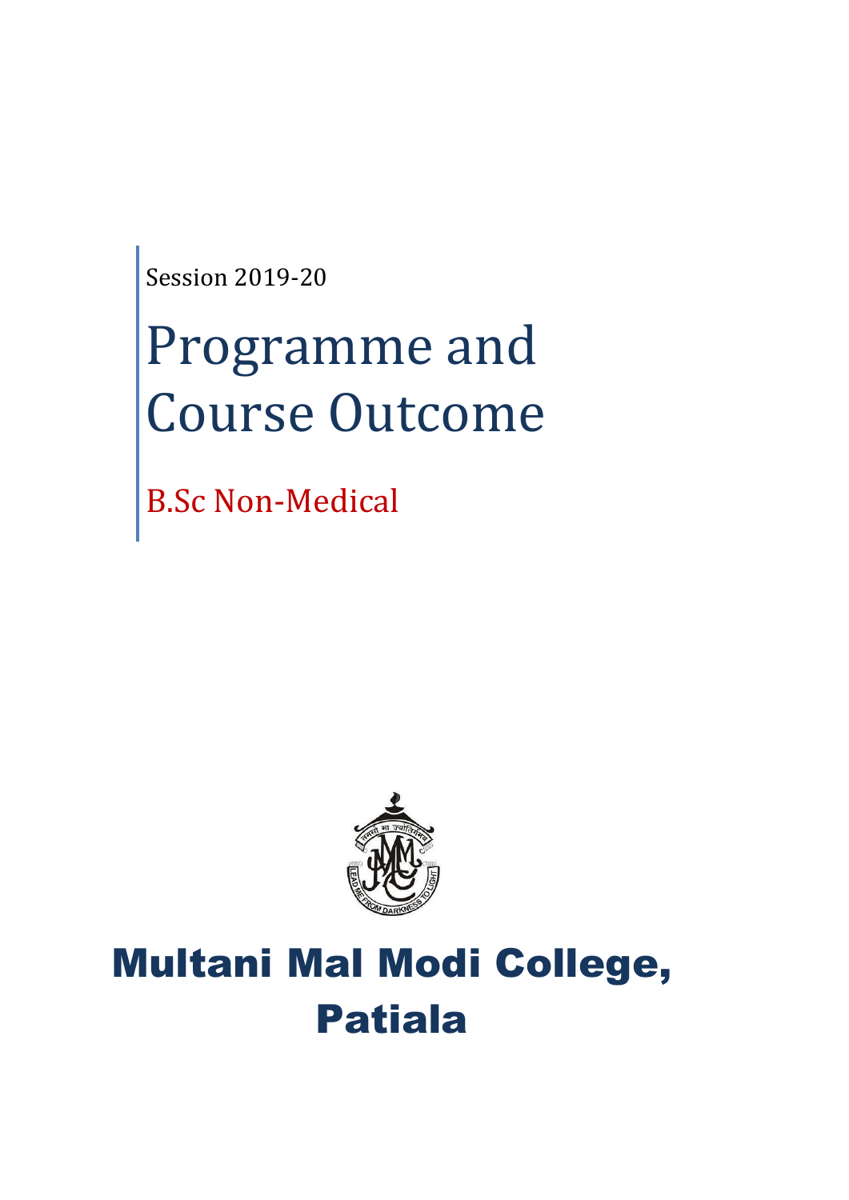Session 2019-20

# Programme and Course Outcome

## B.Sc Non-Medical

# Multani Mal Modi College, Patiala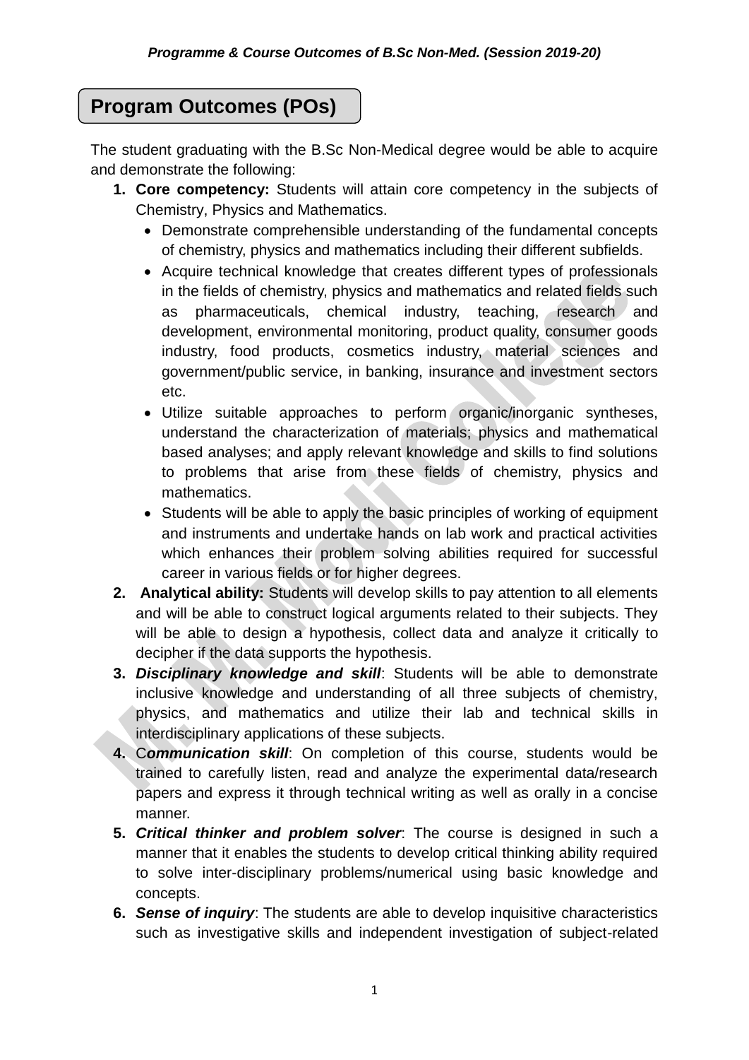## Program Outcomes (POs)

The student graduating with the B.Sc Non-Medical degree would be able to acquire and demonstrate the following:

1. **Core competency:** Students will attain core competency in the subjects of Chemistry, Physics and Mathematics.
   - Demonstrate comprehensible understanding of the fundamental concepts of chemistry, physics and mathematics including their different subfields.
   - Acquire technical knowledge that creates different types of professionals in the fields of chemistry, physics and mathematics and related fields such as pharmaceuticals, chemical industry, teaching, research and development, environmental monitoring, product quality, consumer goods industry, food products, cosmetics industry, material sciences and government/public service, in banking, insurance and investment sectors etc.
   - Utilize suitable approaches to perform organic/inorganic syntheses, understand the characterization of materials; physics and mathematical based analyses; and apply relevant knowledge and skills to find solutions to problems that arise from these fields of chemistry, physics and mathematics.
   - Students will be able to apply the basic principles of working of equipment and instruments and undertake hands on lab work and practical activities which enhances their problem solving abilities required for successful career in various fields or for higher degrees.
2. **Analytical ability:** Students will develop skills to pay attention to all elements and will be able to construct logical arguments related to their subjects. They will be able to design a hypothesis, collect data and analyze it critically to decipher if the data supports the hypothesis.
3. ***Disciplinary knowledge and skill***: Students will be able to demonstrate inclusive knowledge and understanding of all three subjects of chemistry, physics, and mathematics and utilize their lab and technical skills in interdisciplinary applications of these subjects.
4. C***ommunication skill***: On completion of this course, students would be trained to carefully listen, read and analyze the experimental data/research papers and express it through technical writing as well as orally in a concise manner.
5. ***Critical thinker and problem solver***: The course is designed in such a manner that it enables the students to develop critical thinking ability required to solve inter-disciplinary problems/numerical using basic knowledge and concepts.
6. ***Sense of inquiry***: The students are able to develop inquisitive characteristics such as investigative skills and independent investigation of subject-related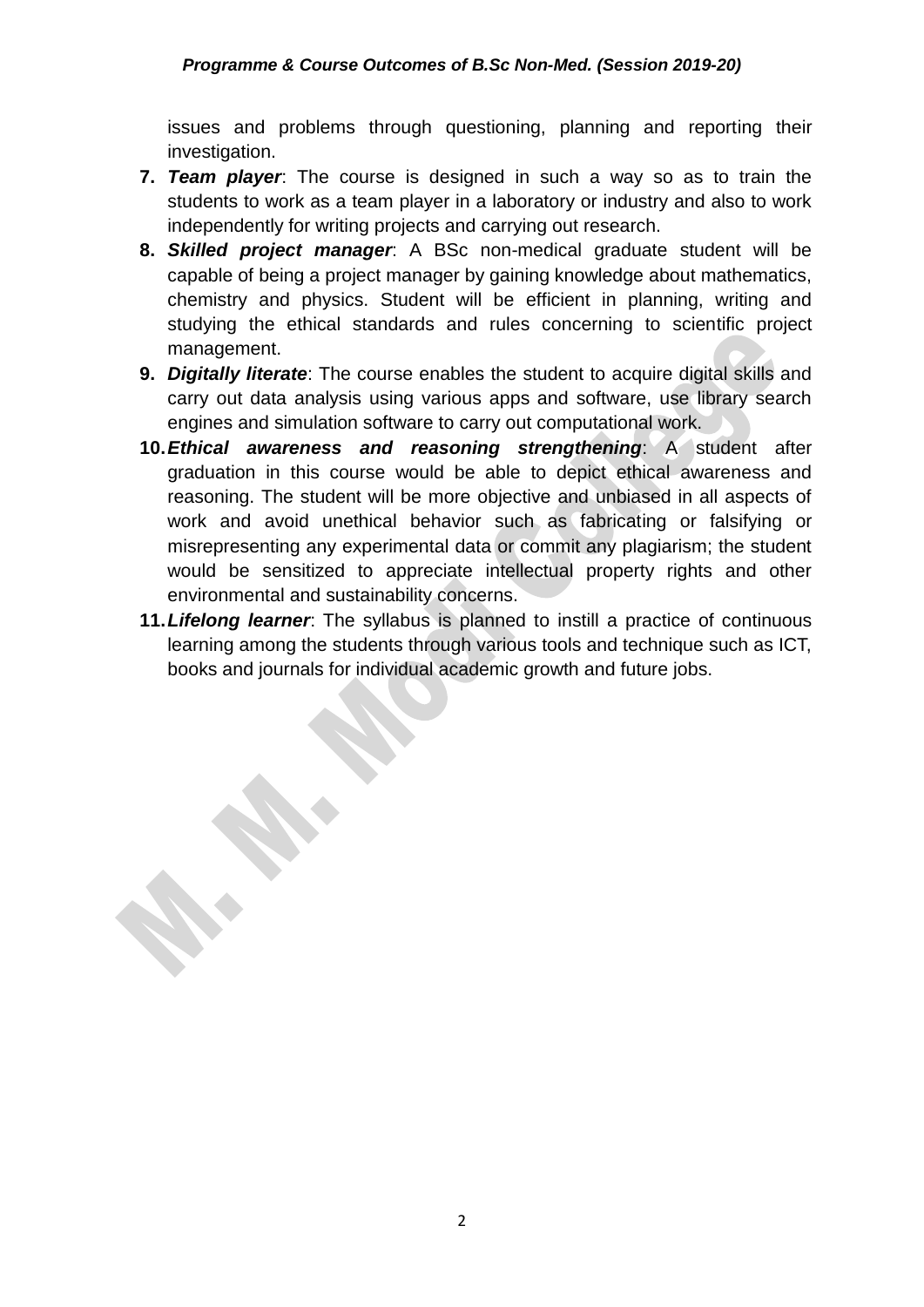issues and problems through questioning, planning and reporting their investigation.

7. ***Team player***: The course is designed in such a way so as to train the students to work as a team player in a laboratory or industry and also to work independently for writing projects and carrying out research.
8. ***Skilled project manager***: A BSc non-medical graduate student will be capable of being a project manager by gaining knowledge about mathematics, chemistry and physics. Student will be efficient in planning, writing and studying the ethical standards and rules concerning to scientific project management.
9. ***Digitally literate***: The course enables the student to acquire digital skills and carry out data analysis using various apps and software, use library search engines and simulation software to carry out computational work.
10. ***Ethical awareness and reasoning strengthening***: A student after graduation in this course would be able to depict ethical awareness and reasoning. The student will be more objective and unbiased in all aspects of work and avoid unethical behavior such as fabricating or falsifying or misrepresenting any experimental data or commit any plagiarism; the student would be sensitized to appreciate intellectual property rights and other environmental and sustainability concerns.
11. ***Lifelong learner***: The syllabus is planned to instill a practice of continuous learning among the students through various tools and technique such as ICT, books and journals for individual academic growth and future jobs.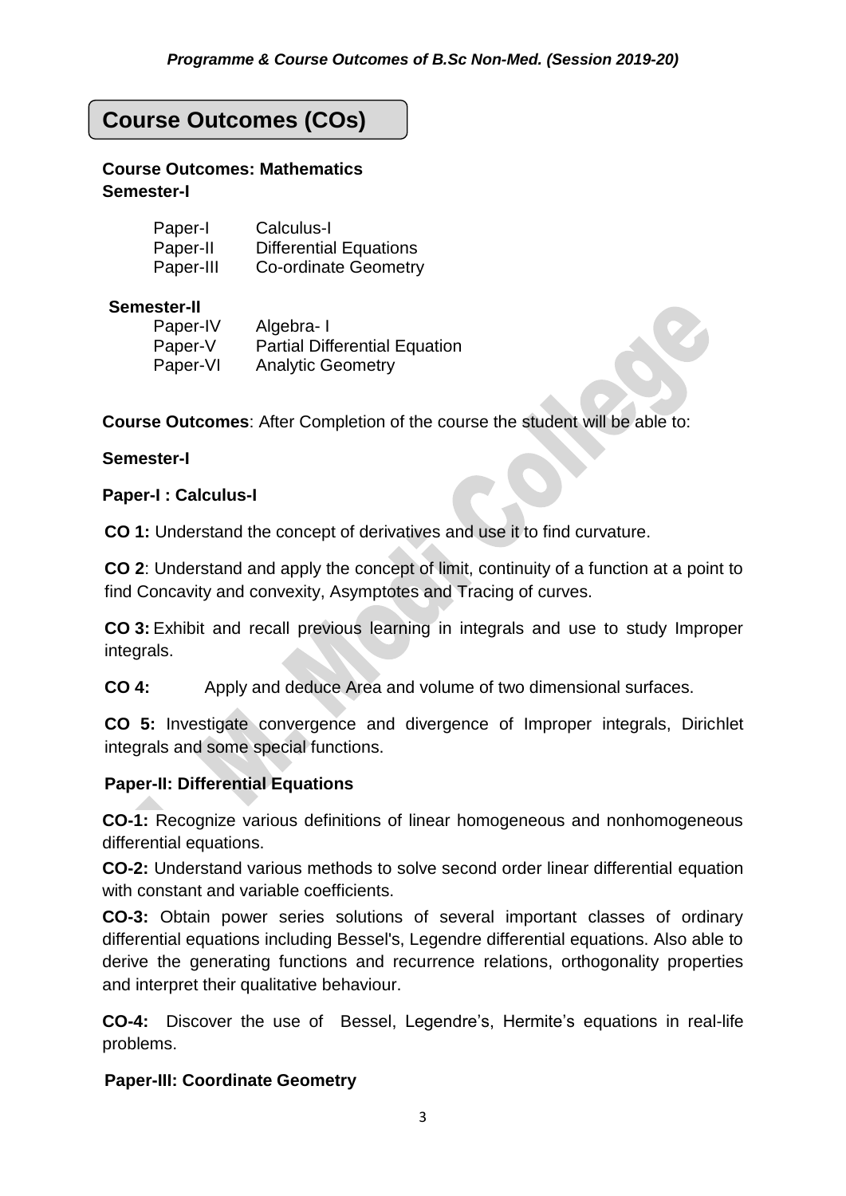## Course Outcomes (COs)

**Course Outcomes: Mathematics**
**Semester-I**

| | |
|---|---|
| Paper-I | Calculus-I |
| Paper-II | Differential Equations |
| Paper-III | Co-ordinate Geometry |

**Semester-II**

| | |
|---|---|
| Paper-IV | Algebra- I |
| Paper-V | Partial Differential Equation |
| Paper-VI | Analytic Geometry |

**Course Outcomes**: After Completion of the course the student will be able to:

**Semester-I**

**Paper-I : Calculus-I**

**CO 1:** Understand the concept of derivatives and use it to find curvature.

**CO 2**: Understand and apply the concept of limit, continuity of a function at a point to find Concavity and convexity, Asymptotes and Tracing of curves.

**CO 3:** Exhibit and recall previous learning in integrals and use to study Improper integrals.

**CO 4:** Apply and deduce Area and volume of two dimensional surfaces.

**CO 5:** Investigate convergence and divergence of Improper integrals, Dirichlet integrals and some special functions.

**Paper-II: Differential Equations**

**CO-1:** Recognize various definitions of linear homogeneous and nonhomogeneous differential equations.

**CO-2:** Understand various methods to solve second order linear differential equation with constant and variable coefficients.

**CO-3:** Obtain power series solutions of several important classes of ordinary differential equations including Bessel's, Legendre differential equations. Also able to derive the generating functions and recurrence relations, orthogonality properties and interpret their qualitative behaviour.

**CO-4:** Discover the use of Bessel, Legendre's, Hermite's equations in real-life problems.

**Paper-III: Coordinate Geometry**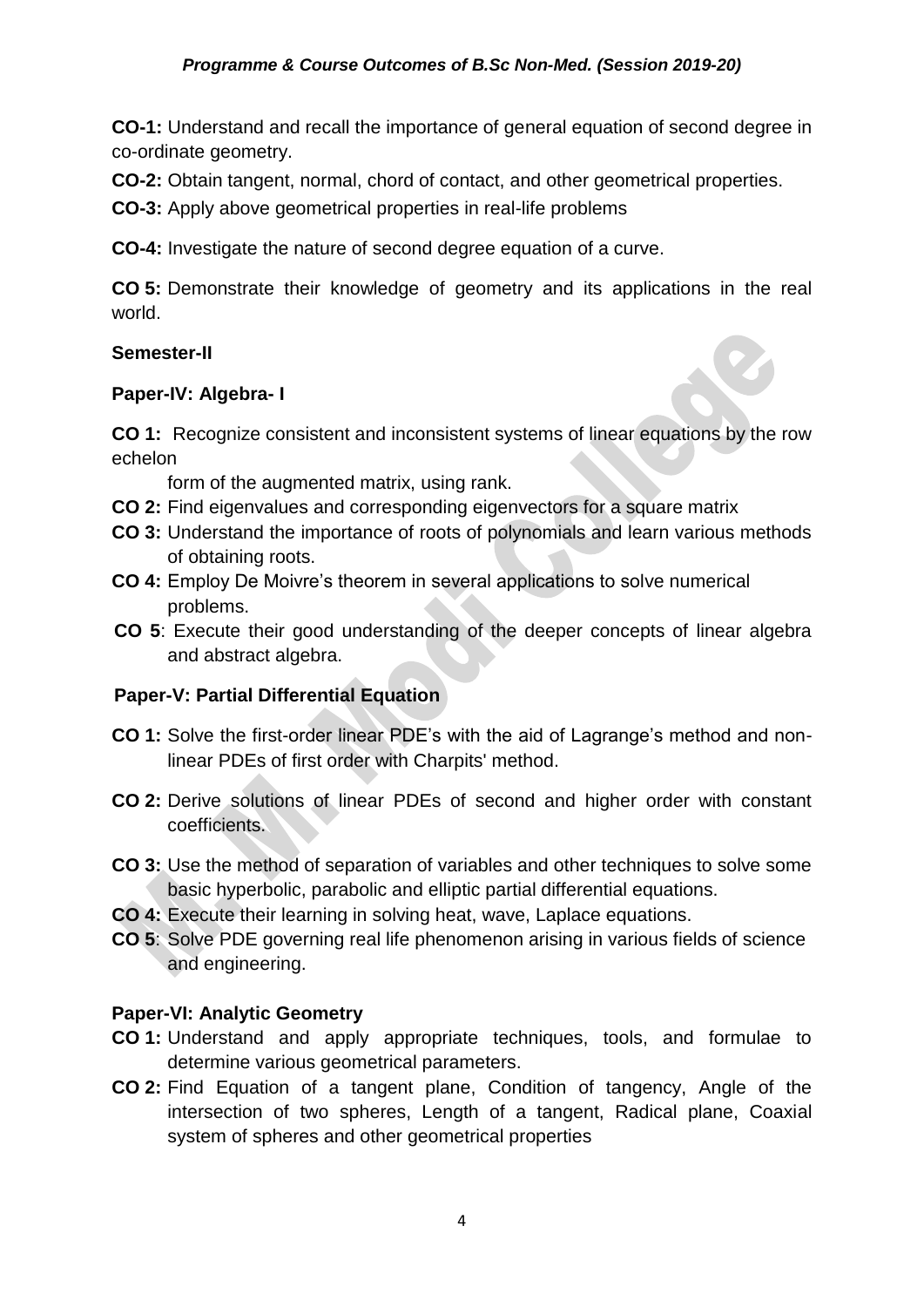**CO-1:** Understand and recall the importance of general equation of second degree in co-ordinate geometry.

**CO-2:** Obtain tangent, normal, chord of contact, and other geometrical properties.

**CO-3:** Apply above geometrical properties in real-life problems

**CO-4:** Investigate the nature of second degree equation of a curve.

**CO 5:** Demonstrate their knowledge of geometry and its applications in the real world.

**Semester-II**

**Paper-IV: Algebra- I**

**CO 1:** Recognize consistent and inconsistent systems of linear equations by the row echelon form of the augmented matrix, using rank.

**CO 2:** Find eigenvalues and corresponding eigenvectors for a square matrix

**CO 3:** Understand the importance of roots of polynomials and learn various methods of obtaining roots.

**CO 4:** Employ De Moivre's theorem in several applications to solve numerical problems.

**CO 5**: Execute their good understanding of the deeper concepts of linear algebra and abstract algebra.

**Paper-V: Partial Differential Equation**

**CO 1:** Solve the first-order linear PDE's with the aid of Lagrange's method and non-linear PDEs of first order with Charpits' method.

**CO 2:** Derive solutions of linear PDEs of second and higher order with constant coefficients.

**CO 3:** Use the method of separation of variables and other techniques to solve some basic hyperbolic, parabolic and elliptic partial differential equations.

**CO 4:** Execute their learning in solving heat, wave, Laplace equations.

**CO 5**: Solve PDE governing real life phenomenon arising in various fields of science and engineering.

**Paper-VI: Analytic Geometry**

**CO 1:** Understand and apply appropriate techniques, tools, and formulae to determine various geometrical parameters.

**CO 2:** Find Equation of a tangent plane, Condition of tangency, Angle of the intersection of two spheres, Length of a tangent, Radical plane, Coaxial system of spheres and other geometrical properties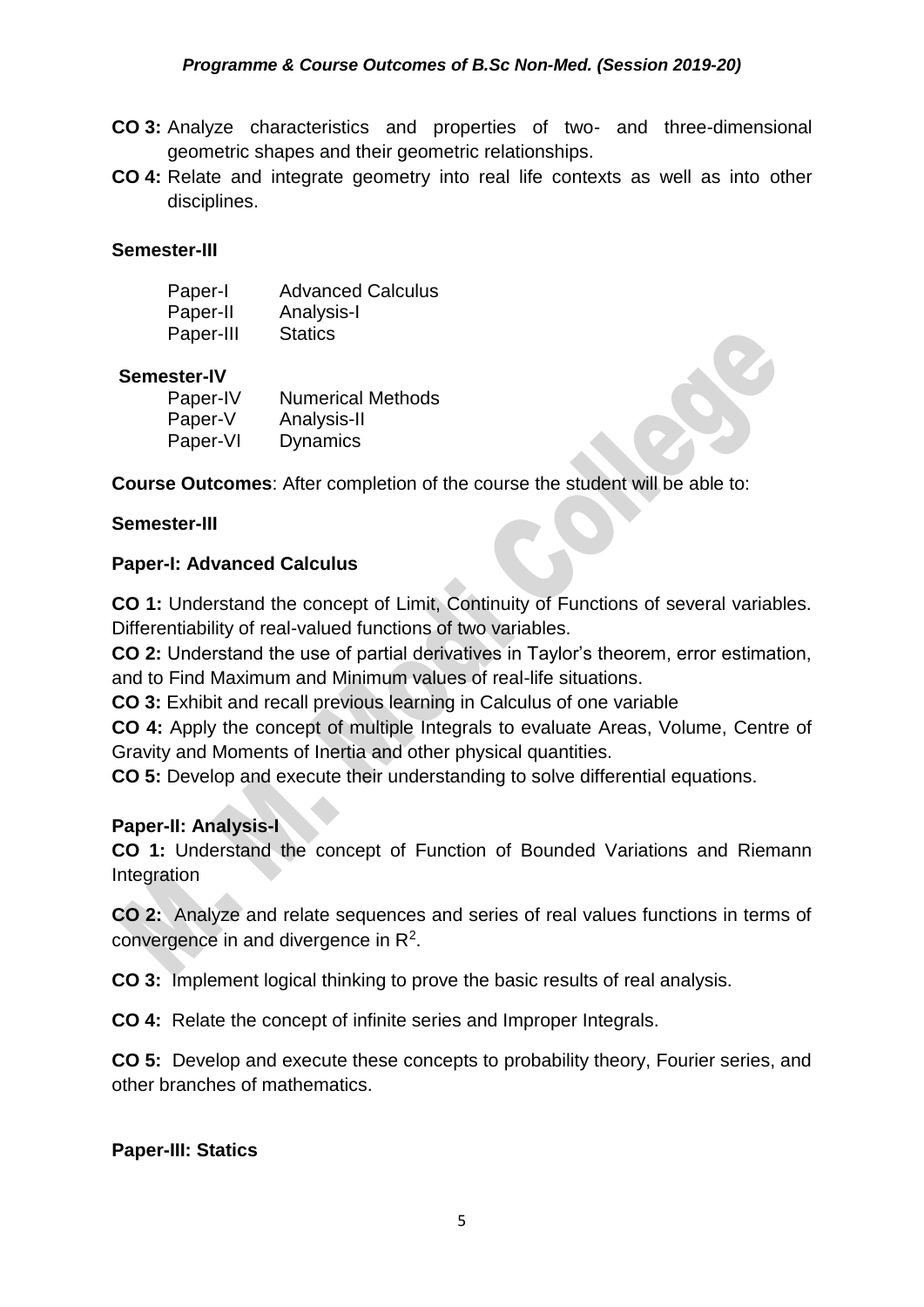**CO 3:** Analyze characteristics and properties of two- and three-dimensional geometric shapes and their geometric relationships.

**CO 4:** Relate and integrate geometry into real life contexts as well as into other disciplines.

**Semester-III**

| | |
|---|---|
| Paper-I | Advanced Calculus |
| Paper-II | Analysis-I |
| Paper-III | Statics |

**Semester-IV**

| | |
|---|---|
| Paper-IV | Numerical Methods |
| Paper-V | Analysis-II |
| Paper-VI | Dynamics |

**Course Outcomes**: After completion of the course the student will be able to:

**Semester-III**

**Paper-I: Advanced Calculus**

**CO 1:** Understand the concept of Limit, Continuity of Functions of several variables. Differentiability of real-valued functions of two variables.

**CO 2:** Understand the use of partial derivatives in Taylor's theorem, error estimation, and to Find Maximum and Minimum values of real-life situations.

**CO 3:** Exhibit and recall previous learning in Calculus of one variable

**CO 4:** Apply the concept of multiple Integrals to evaluate Areas, Volume, Centre of Gravity and Moments of Inertia and other physical quantities.

**CO 5:** Develop and execute their understanding to solve differential equations.

**Paper-II: Analysis-I**

**CO 1:** Understand the concept of Function of Bounded Variations and Riemann Integration

**CO 2:** Analyze and relate sequences and series of real values functions in terms of convergence in and divergence in $R^2$.

**CO 3:** Implement logical thinking to prove the basic results of real analysis.

**CO 4:** Relate the concept of infinite series and Improper Integrals.

**CO 5:** Develop and execute these concepts to probability theory, Fourier series, and other branches of mathematics.

**Paper-III: Statics**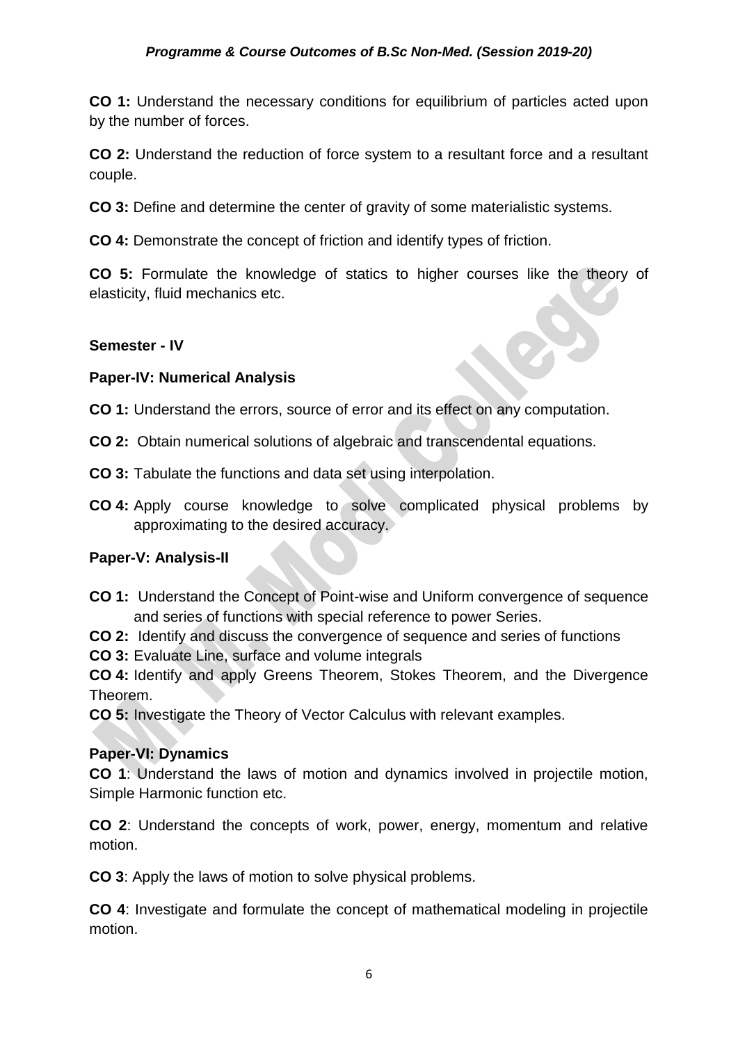**CO 1:** Understand the necessary conditions for equilibrium of particles acted upon by the number of forces.

**CO 2:** Understand the reduction of force system to a resultant force and a resultant couple.

**CO 3:** Define and determine the center of gravity of some materialistic systems.

**CO 4:** Demonstrate the concept of friction and identify types of friction.

**CO 5:** Formulate the knowledge of statics to higher courses like the theory of elasticity, fluid mechanics etc.

**Semester - IV**

**Paper-IV: Numerical Analysis**

**CO 1:** Understand the errors, source of error and its effect on any computation.

**CO 2:** Obtain numerical solutions of algebraic and transcendental equations.

**CO 3:** Tabulate the functions and data set using interpolation.

**CO 4:** Apply course knowledge to solve complicated physical problems by approximating to the desired accuracy.

**Paper-V: Analysis-II**

**CO 1:** Understand the Concept of Point-wise and Uniform convergence of sequence and series of functions with special reference to power Series.

**CO 2:** Identify and discuss the convergence of sequence and series of functions

**CO 3:** Evaluate Line, surface and volume integrals

**CO 4:** Identify and apply Greens Theorem, Stokes Theorem, and the Divergence Theorem.

**CO 5:** Investigate the Theory of Vector Calculus with relevant examples.

**Paper-VI: Dynamics**

**CO 1**: Understand the laws of motion and dynamics involved in projectile motion, Simple Harmonic function etc.

**CO 2**: Understand the concepts of work, power, energy, momentum and relative motion.

**CO 3**: Apply the laws of motion to solve physical problems.

**CO 4**: Investigate and formulate the concept of mathematical modeling in projectile motion.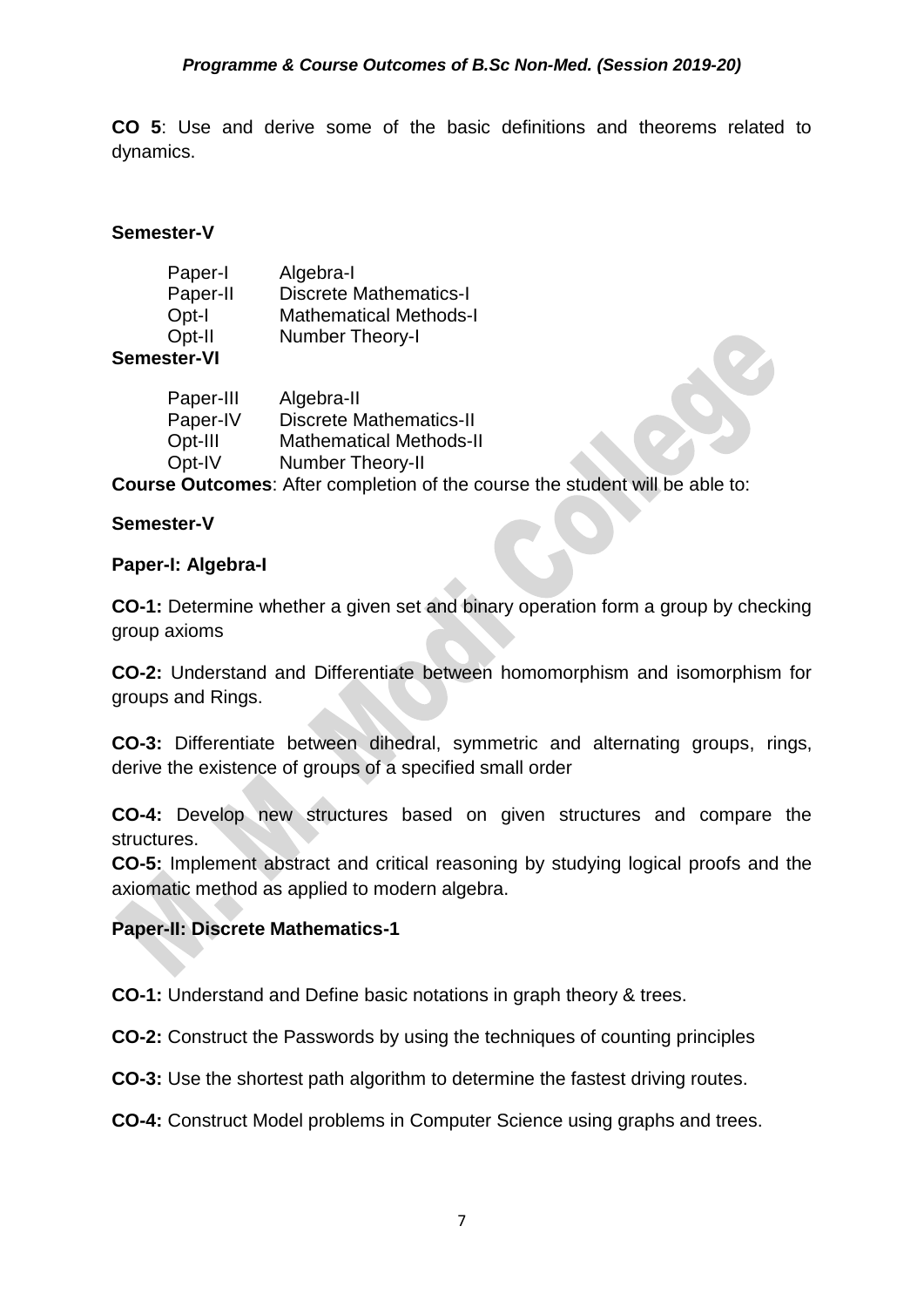**CO 5**: Use and derive some of the basic definitions and theorems related to dynamics.

**Semester-V**

| | |
|---|---|
| Paper-I | Algebra-I |
| Paper-II | Discrete Mathematics-I |
| Opt-I | Mathematical Methods-I |
| Opt-II | Number Theory-I |

**Semester-VI**

| | |
|---|---|
| Paper-III | Algebra-II |
| Paper-IV | Discrete Mathematics-II |
| Opt-III | Mathematical Methods-II |
| Opt-IV | Number Theory-II |

**Course Outcomes**: After completion of the course the student will be able to:

**Semester-V**

**Paper-I: Algebra-I**

**CO-1:** Determine whether a given set and binary operation form a group by checking group axioms

**CO-2:** Understand and Differentiate between homomorphism and isomorphism for groups and Rings.

**CO-3:** Differentiate between dihedral, symmetric and alternating groups, rings, derive the existence of groups of a specified small order

**CO-4:** Develop new structures based on given structures and compare the structures.

**CO-5:** Implement abstract and critical reasoning by studying logical proofs and the axiomatic method as applied to modern algebra.

**Paper-II: Discrete Mathematics-1**

**CO-1:** Understand and Define basic notations in graph theory & trees.

**CO-2:** Construct the Passwords by using the techniques of counting principles

**CO-3:** Use the shortest path algorithm to determine the fastest driving routes.

**CO-4:** Construct Model problems in Computer Science using graphs and trees.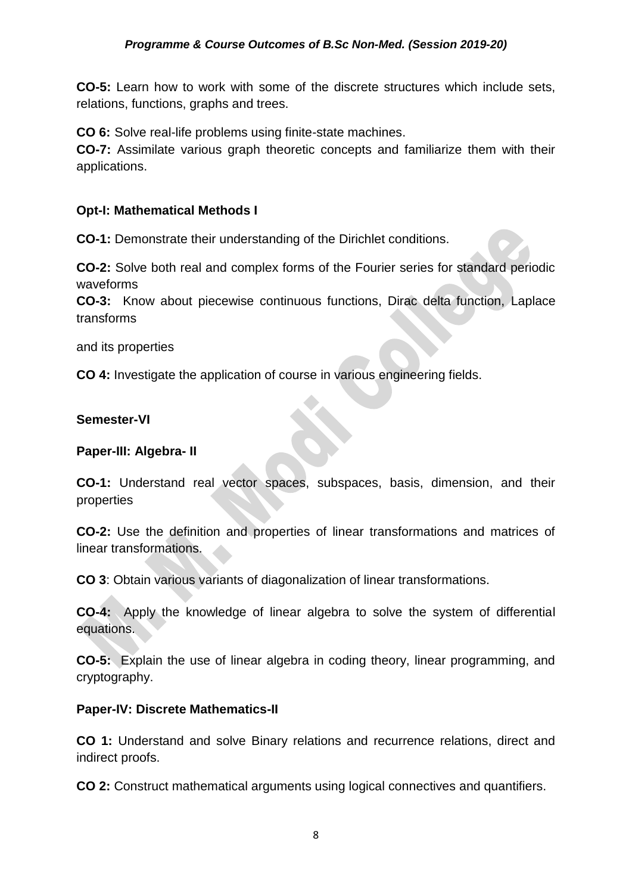**CO-5:** Learn how to work with some of the discrete structures which include sets, relations, functions, graphs and trees.

**CO 6:** Solve real-life problems using finite-state machines.

**CO-7:** Assimilate various graph theoretic concepts and familiarize them with their applications.

**Opt-I: Mathematical Methods I**

**CO-1:** Demonstrate their understanding of the Dirichlet conditions.

**CO-2:** Solve both real and complex forms of the Fourier series for standard periodic waveforms

**CO-3:** Know about piecewise continuous functions, Dirac delta function, Laplace transforms

and its properties

**CO 4:** Investigate the application of course in various engineering fields.

**Semester-VI**

**Paper-III: Algebra- II**

**CO-1:** Understand real vector spaces, subspaces, basis, dimension, and their properties

**CO-2:** Use the definition and properties of linear transformations and matrices of linear transformations.

**CO 3**: Obtain various variants of diagonalization of linear transformations.

**CO-4:** Apply the knowledge of linear algebra to solve the system of differential equations.

**CO-5:** Explain the use of linear algebra in coding theory, linear programming, and cryptography.

**Paper-IV: Discrete Mathematics-II**

**CO 1:** Understand and solve Binary relations and recurrence relations, direct and indirect proofs.

**CO 2:** Construct mathematical arguments using logical connectives and quantifiers.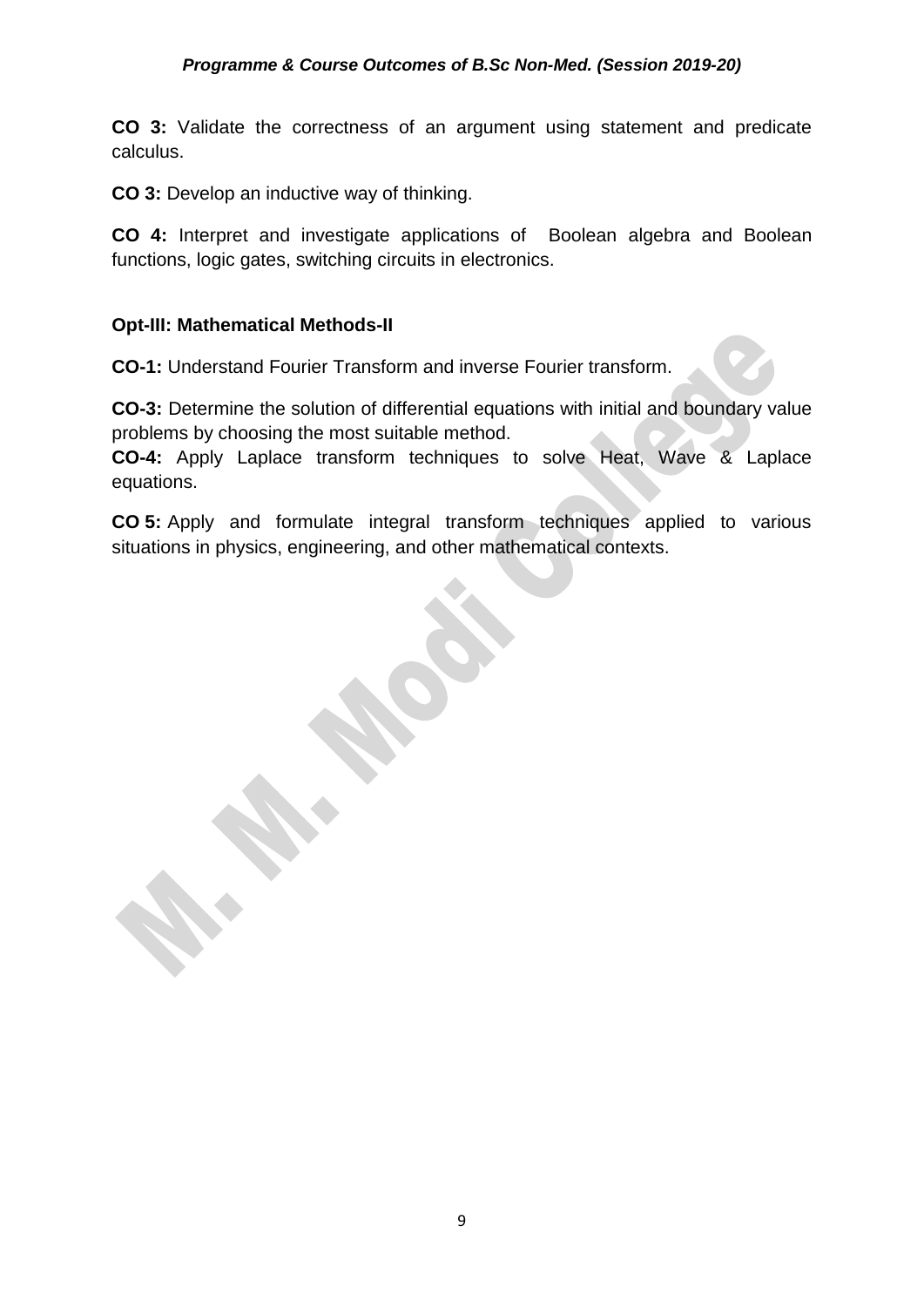**CO 3:** Validate the correctness of an argument using statement and predicate calculus.

**CO 3:** Develop an inductive way of thinking.

**CO 4:** Interpret and investigate applications of Boolean algebra and Boolean functions, logic gates, switching circuits in electronics.

**Opt-III: Mathematical Methods-II**

**CO-1:** Understand Fourier Transform and inverse Fourier transform.

**CO-3:** Determine the solution of differential equations with initial and boundary value problems by choosing the most suitable method.

**CO-4:** Apply Laplace transform techniques to solve Heat, Wave & Laplace equations.

**CO 5:** Apply and formulate integral transform techniques applied to various situations in physics, engineering, and other mathematical contexts.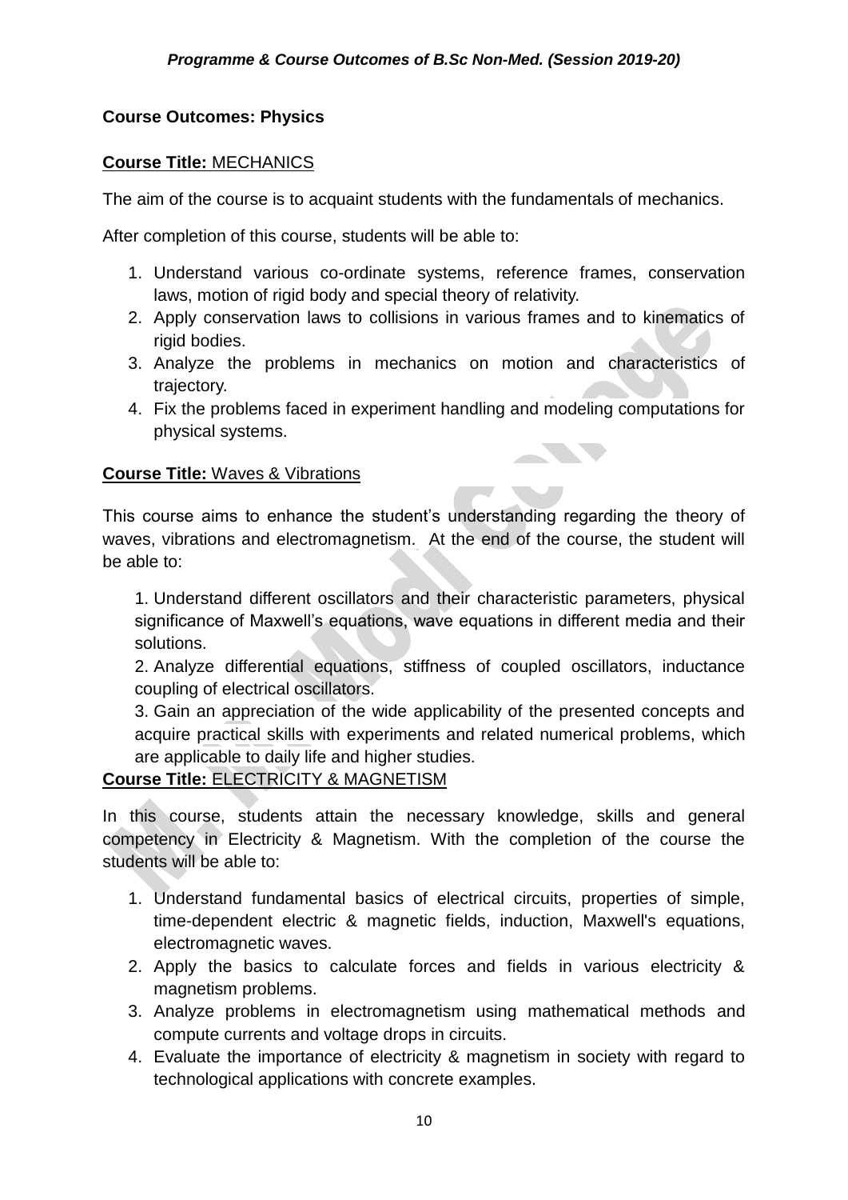## Course Outcomes: Physics

### Course Title: MECHANICS

The aim of the course is to acquaint students with the fundamentals of mechanics.

After completion of this course, students will be able to:

1. Understand various co-ordinate systems, reference frames, conservation laws, motion of rigid body and special theory of relativity.
2. Apply conservation laws to collisions in various frames and to kinematics of rigid bodies.
3. Analyze the problems in mechanics on motion and characteristics of trajectory.
4. Fix the problems faced in experiment handling and modeling computations for physical systems.

### Course Title: Waves & Vibrations

This course aims to enhance the student's understanding regarding the theory of waves, vibrations and electromagnetism. At the end of the course, the student will be able to:

1. Understand different oscillators and their characteristic parameters, physical significance of Maxwell's equations, wave equations in different media and their solutions.
2. Analyze differential equations, stiffness of coupled oscillators, inductance coupling of electrical oscillators.
3. Gain an appreciation of the wide applicability of the presented concepts and acquire practical skills with experiments and related numerical problems, which are applicable to daily life and higher studies.

### Course Title: ELECTRICITY & MAGNETISM

In this course, students attain the necessary knowledge, skills and general competency in Electricity & Magnetism. With the completion of the course the students will be able to:

1. Understand fundamental basics of electrical circuits, properties of simple, time-dependent electric & magnetic fields, induction, Maxwell's equations, electromagnetic waves.
2. Apply the basics to calculate forces and fields in various electricity & magnetism problems.
3. Analyze problems in electromagnetism using mathematical methods and compute currents and voltage drops in circuits.
4. Evaluate the importance of electricity & magnetism in society with regard to technological applications with concrete examples.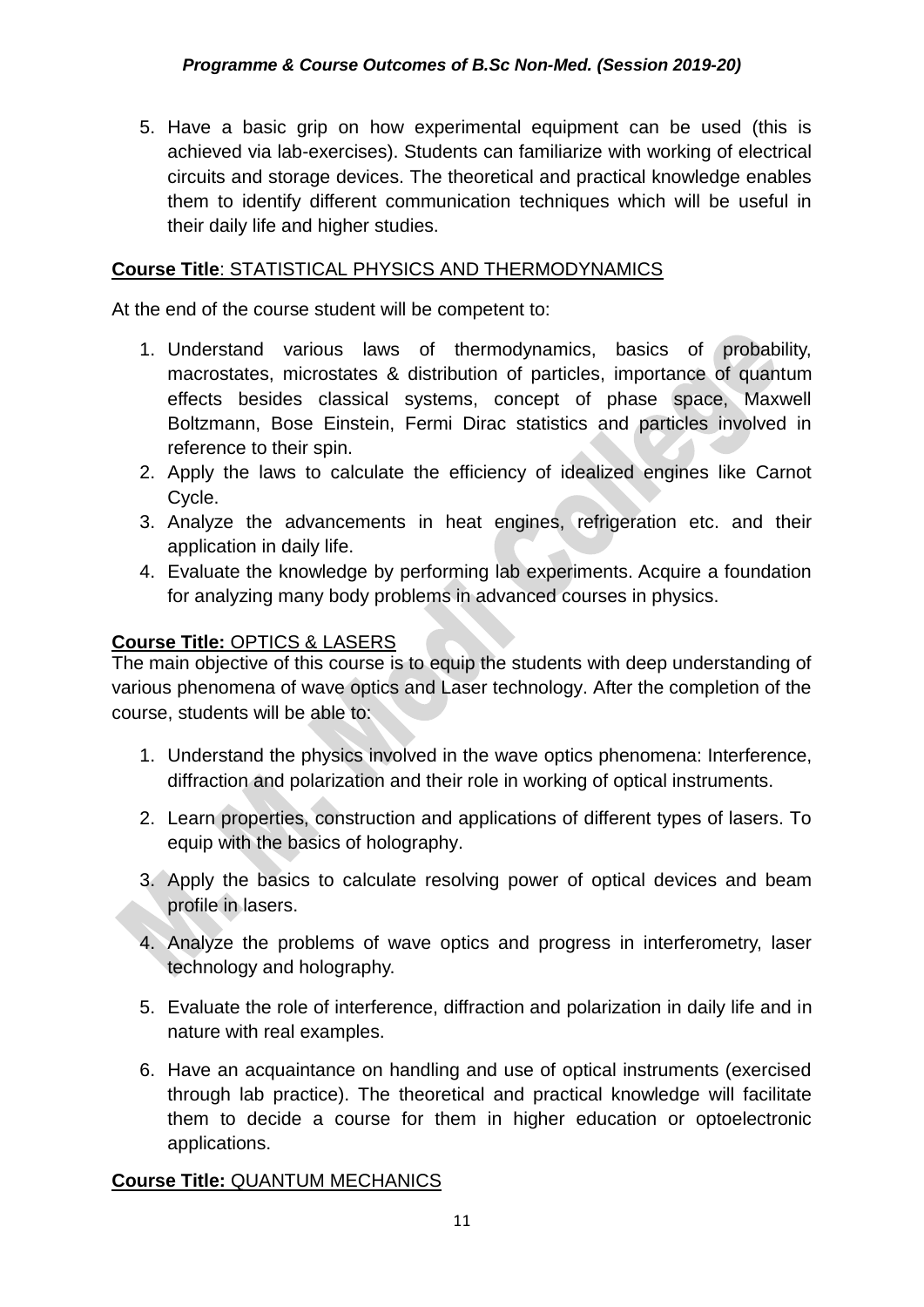5. Have a basic grip on how experimental equipment can be used (this is achieved via lab-exercises). Students can familiarize with working of electrical circuits and storage devices. The theoretical and practical knowledge enables them to identify different communication techniques which will be useful in their daily life and higher studies.

**Course Title**: STATISTICAL PHYSICS AND THERMODYNAMICS

At the end of the course student will be competent to:

1. Understand various laws of thermodynamics, basics of probability, macrostates, microstates & distribution of particles, importance of quantum effects besides classical systems, concept of phase space, Maxwell Boltzmann, Bose Einstein, Fermi Dirac statistics and particles involved in reference to their spin.
2. Apply the laws to calculate the efficiency of idealized engines like Carnot Cycle.
3. Analyze the advancements in heat engines, refrigeration etc. and their application in daily life.
4. Evaluate the knowledge by performing lab experiments. Acquire a foundation for analyzing many body problems in advanced courses in physics.

**Course Title:** OPTICS & LASERS

The main objective of this course is to equip the students with deep understanding of various phenomena of wave optics and Laser technology. After the completion of the course, students will be able to:

1. Understand the physics involved in the wave optics phenomena: Interference, diffraction and polarization and their role in working of optical instruments.
2. Learn properties, construction and applications of different types of lasers. To equip with the basics of holography.
3. Apply the basics to calculate resolving power of optical devices and beam profile in lasers.
4. Analyze the problems of wave optics and progress in interferometry, laser technology and holography.
5. Evaluate the role of interference, diffraction and polarization in daily life and in nature with real examples.
6. Have an acquaintance on handling and use of optical instruments (exercised through lab practice). The theoretical and practical knowledge will facilitate them to decide a course for them in higher education or optoelectronic applications.

**Course Title:** QUANTUM MECHANICS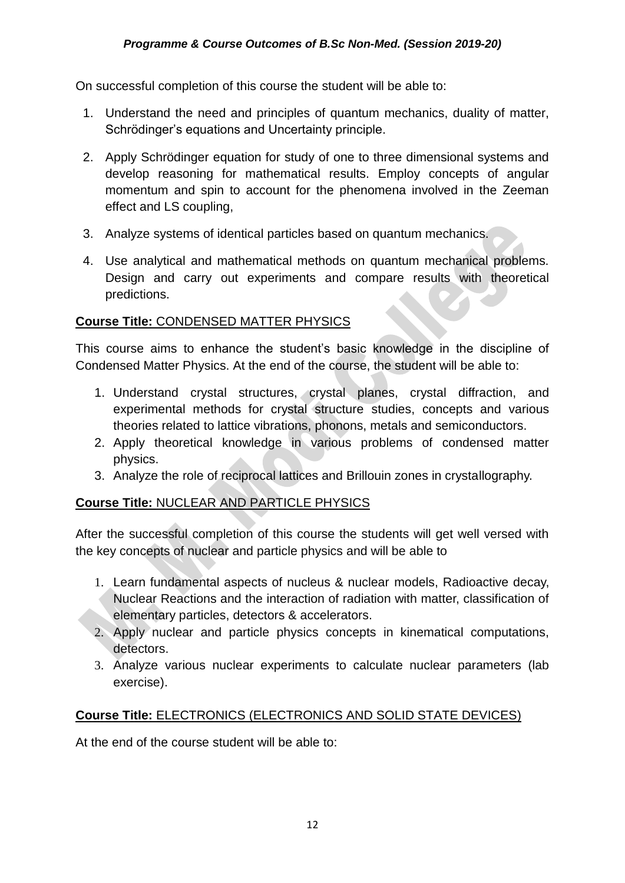On successful completion of this course the student will be able to:

1. Understand the need and principles of quantum mechanics, duality of matter, Schrödinger's equations and Uncertainty principle.
2. Apply Schrödinger equation for study of one to three dimensional systems and develop reasoning for mathematical results. Employ concepts of angular momentum and spin to account for the phenomena involved in the Zeeman effect and LS coupling,
3. Analyze systems of identical particles based on quantum mechanics.
4. Use analytical and mathematical methods on quantum mechanical problems. Design and carry out experiments and compare results with theoretical predictions.

**Course Title:** CONDENSED MATTER PHYSICS

This course aims to enhance the student's basic knowledge in the discipline of Condensed Matter Physics. At the end of the course, the student will be able to:

1. Understand crystal structures, crystal planes, crystal diffraction, and experimental methods for crystal structure studies, concepts and various theories related to lattice vibrations, phonons, metals and semiconductors.
2. Apply theoretical knowledge in various problems of condensed matter physics.
3. Analyze the role of reciprocal lattices and Brillouin zones in crystallography.

**Course Title:** NUCLEAR AND PARTICLE PHYSICS

After the successful completion of this course the students will get well versed with the key concepts of nuclear and particle physics and will be able to

1. Learn fundamental aspects of nucleus & nuclear models, Radioactive decay, Nuclear Reactions and the interaction of radiation with matter, classification of elementary particles, detectors & accelerators.
2. Apply nuclear and particle physics concepts in kinematical computations, detectors.
3. Analyze various nuclear experiments to calculate nuclear parameters (lab exercise).

**Course Title:** ELECTRONICS (ELECTRONICS AND SOLID STATE DEVICES)

At the end of the course student will be able to: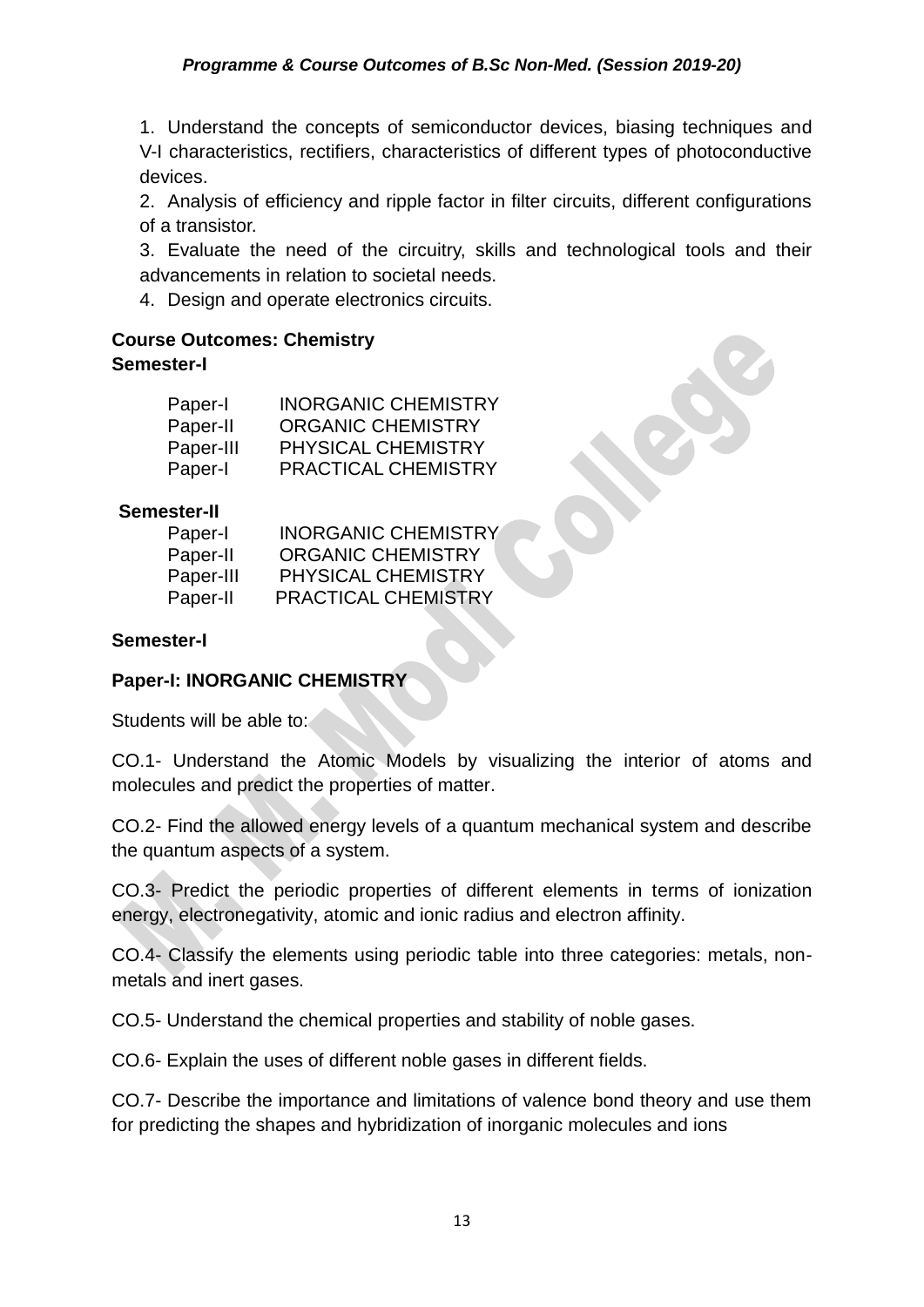1. Understand the concepts of semiconductor devices, biasing techniques and V-I characteristics, rectifiers, characteristics of different types of photoconductive devices.
2. Analysis of efficiency and ripple factor in filter circuits, different configurations of a transistor.
3. Evaluate the need of the circuitry, skills and technological tools and their advancements in relation to societal needs.
4. Design and operate electronics circuits.

**Course Outcomes: Chemistry**

**Semester-I**

| | |
|---|---|
| Paper-I | INORGANIC CHEMISTRY |
| Paper-II | ORGANIC CHEMISTRY |
| Paper-III | PHYSICAL CHEMISTRY |
| Paper-I | PRACTICAL CHEMISTRY |

**Semester-II**

| | |
|---|---|
| Paper-I | INORGANIC CHEMISTRY |
| Paper-II | ORGANIC CHEMISTRY |
| Paper-III | PHYSICAL CHEMISTRY |
| Paper-II | PRACTICAL CHEMISTRY |

**Semester-I**

**Paper-I: INORGANIC CHEMISTRY**

Students will be able to:

CO.1- Understand the Atomic Models by visualizing the interior of atoms and molecules and predict the properties of matter.

CO.2- Find the allowed energy levels of a quantum mechanical system and describe the quantum aspects of a system.

CO.3- Predict the periodic properties of different elements in terms of ionization energy, electronegativity, atomic and ionic radius and electron affinity.

CO.4- Classify the elements using periodic table into three categories: metals, non-metals and inert gases.

CO.5- Understand the chemical properties and stability of noble gases.

CO.6- Explain the uses of different noble gases in different fields.

CO.7- Describe the importance and limitations of valence bond theory and use them for predicting the shapes and hybridization of inorganic molecules and ions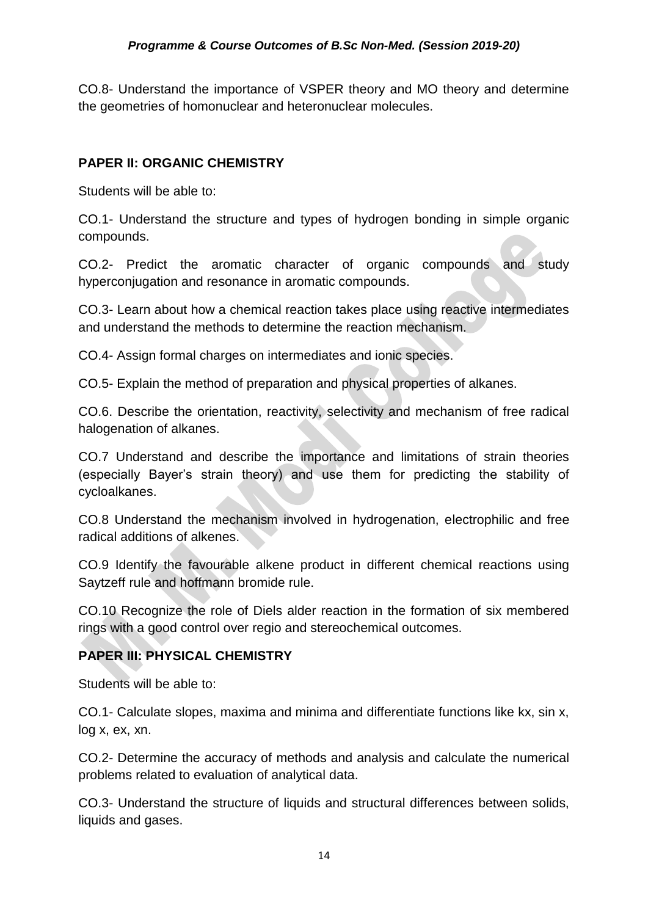CO.8- Understand the importance of VSPER theory and MO theory and determine the geometries of homonuclear and heteronuclear molecules.

**PAPER II: ORGANIC CHEMISTRY**

Students will be able to:

CO.1- Understand the structure and types of hydrogen bonding in simple organic compounds.

CO.2- Predict the aromatic character of organic compounds and study hyperconjugation and resonance in aromatic compounds.

CO.3- Learn about how a chemical reaction takes place using reactive intermediates and understand the methods to determine the reaction mechanism.

CO.4- Assign formal charges on intermediates and ionic species.

CO.5- Explain the method of preparation and physical properties of alkanes.

CO.6. Describe the orientation, reactivity, selectivity and mechanism of free radical halogenation of alkanes.

CO.7 Understand and describe the importance and limitations of strain theories (especially Bayer's strain theory) and use them for predicting the stability of cycloalkanes.

CO.8 Understand the mechanism involved in hydrogenation, electrophilic and free radical additions of alkenes.

CO.9 Identify the favourable alkene product in different chemical reactions using Saytzeff rule and hoffmann bromide rule.

CO.10 Recognize the role of Diels alder reaction in the formation of six membered rings with a good control over regio and stereochemical outcomes.

**PAPER III: PHYSICAL CHEMISTRY**

Students will be able to:

CO.1- Calculate slopes, maxima and minima and differentiate functions like kx, sin x, log x, ex, xn.

CO.2- Determine the accuracy of methods and analysis and calculate the numerical problems related to evaluation of analytical data.

CO.3- Understand the structure of liquids and structural differences between solids, liquids and gases.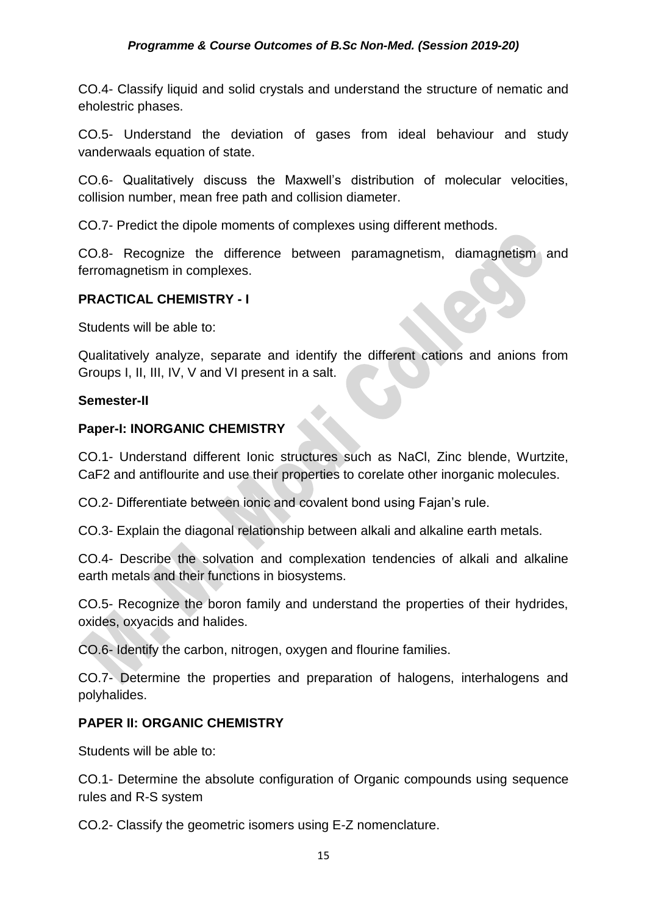CO.4- Classify liquid and solid crystals and understand the structure of nematic and eholestric phases.

CO.5- Understand the deviation of gases from ideal behaviour and study vanderwaals equation of state.

CO.6- Qualitatively discuss the Maxwell's distribution of molecular velocities, collision number, mean free path and collision diameter.

CO.7- Predict the dipole moments of complexes using different methods.

CO.8- Recognize the difference between paramagnetism, diamagnetism and ferromagnetism in complexes.

**PRACTICAL CHEMISTRY - I**

Students will be able to:

Qualitatively analyze, separate and identify the different cations and anions from Groups I, II, III, IV, V and VI present in a salt.

**Semester-II**

**Paper-I: INORGANIC CHEMISTRY**

CO.1- Understand different Ionic structures such as NaCl, Zinc blende, Wurtzite, $CaF_2$ and antiflourite and use their properties to corelate other inorganic molecules.

CO.2- Differentiate between ionic and covalent bond using Fajan's rule.

CO.3- Explain the diagonal relationship between alkali and alkaline earth metals.

CO.4- Describe the solvation and complexation tendencies of alkali and alkaline earth metals and their functions in biosystems.

CO.5- Recognize the boron family and understand the properties of their hydrides, oxides, oxyacids and halides.

CO.6- Identify the carbon, nitrogen, oxygen and flourine families.

CO.7- Determine the properties and preparation of halogens, interhalogens and polyhalides.

**PAPER II: ORGANIC CHEMISTRY**

Students will be able to:

CO.1- Determine the absolute configuration of Organic compounds using sequence rules and R-S system

CO.2- Classify the geometric isomers using E-Z nomenclature.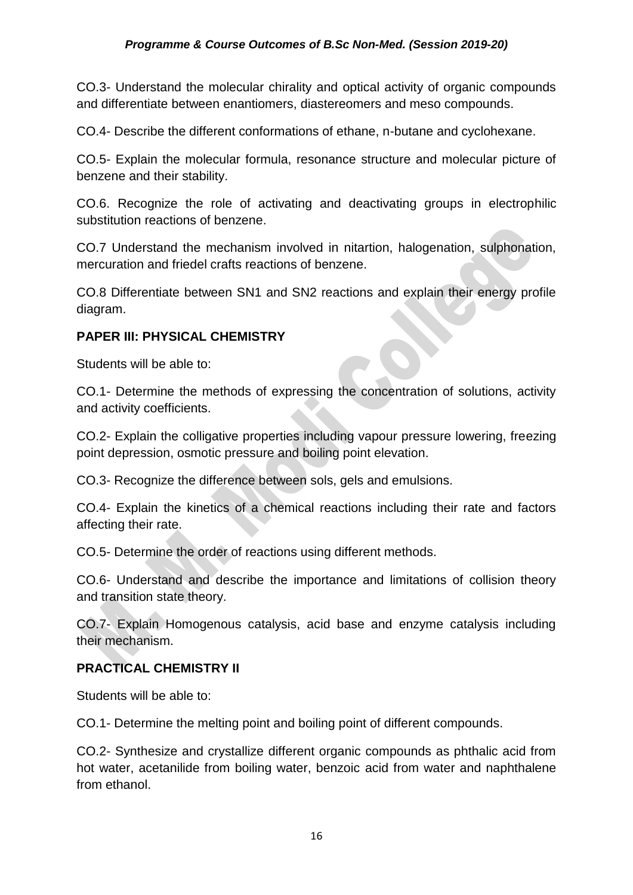CO.3- Understand the molecular chirality and optical activity of organic compounds and differentiate between enantiomers, diastereomers and meso compounds.

CO.4- Describe the different conformations of ethane, n-butane and cyclohexane.

CO.5- Explain the molecular formula, resonance structure and molecular picture of benzene and their stability.

CO.6. Recognize the role of activating and deactivating groups in electrophilic substitution reactions of benzene.

CO.7 Understand the mechanism involved in nitartion, halogenation, sulphonation, mercuration and friedel crafts reactions of benzene.

CO.8 Differentiate between SN1 and SN2 reactions and explain their energy profile diagram.

**PAPER III: PHYSICAL CHEMISTRY**

Students will be able to:

CO.1- Determine the methods of expressing the concentration of solutions, activity and activity coefficients.

CO.2- Explain the colligative properties including vapour pressure lowering, freezing point depression, osmotic pressure and boiling point elevation.

CO.3- Recognize the difference between sols, gels and emulsions.

CO.4- Explain the kinetics of a chemical reactions including their rate and factors affecting their rate.

CO.5- Determine the order of reactions using different methods.

CO.6- Understand and describe the importance and limitations of collision theory and transition state theory.

CO.7- Explain Homogenous catalysis, acid base and enzyme catalysis including their mechanism.

**PRACTICAL CHEMISTRY II**

Students will be able to:

CO.1- Determine the melting point and boiling point of different compounds.

CO.2- Synthesize and crystallize different organic compounds as phthalic acid from hot water, acetanilide from boiling water, benzoic acid from water and naphthalene from ethanol.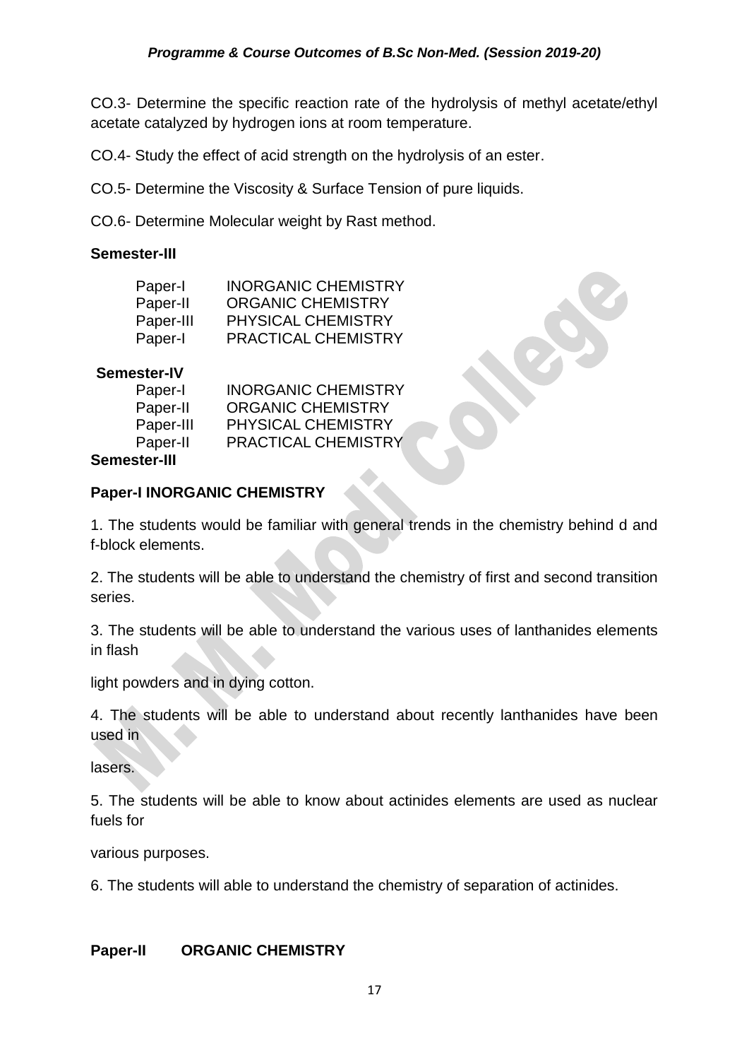CO.3- Determine the specific reaction rate of the hydrolysis of methyl acetate/ethyl acetate catalyzed by hydrogen ions at room temperature.

CO.4- Study the effect of acid strength on the hydrolysis of an ester.

CO.5- Determine the Viscosity & Surface Tension of pure liquids.

CO.6- Determine Molecular weight by Rast method.

**Semester-III**

| | |
|---|---|
| Paper-I | INORGANIC CHEMISTRY |
| Paper-II | ORGANIC CHEMISTRY |
| Paper-III | PHYSICAL CHEMISTRY |
| Paper-I | PRACTICAL CHEMISTRY |

**Semester-IV**

| | |
|---|---|
| Paper-I | INORGANIC CHEMISTRY |
| Paper-II | ORGANIC CHEMISTRY |
| Paper-III | PHYSICAL CHEMISTRY |
| Paper-II | PRACTICAL CHEMISTRY |

**Semester-III**

**Paper-I INORGANIC CHEMISTRY**

1. The students would be familiar with general trends in the chemistry behind d and f-block elements.

2. The students will be able to understand the chemistry of first and second transition series.

3. The students will be able to understand the various uses of lanthanides elements in flash

light powders and in dying cotton.

4. The students will be able to understand about recently lanthanides have been used in

lasers.

5. The students will be able to know about actinides elements are used as nuclear fuels for

various purposes.

6. The students will able to understand the chemistry of separation of actinides.

**Paper-II ORGANIC CHEMISTRY**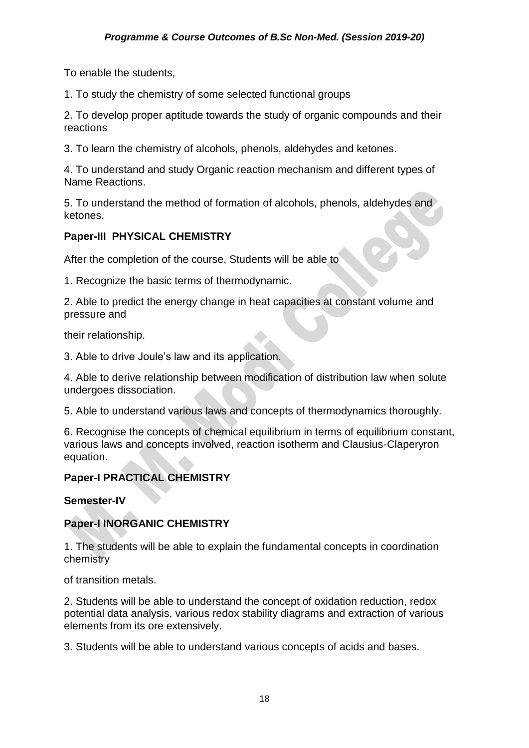To enable the students,

1. To study the chemistry of some selected functional groups

2. To develop proper aptitude towards the study of organic compounds and their reactions

3. To learn the chemistry of alcohols, phenols, aldehydes and ketones.

4. To understand and study Organic reaction mechanism and different types of Name Reactions.

5. To understand the method of formation of alcohols, phenols, aldehydes and ketones.

**Paper-III PHYSICAL CHEMISTRY**

After the completion of the course, Students will be able to

1. Recognize the basic terms of thermodynamic.

2. Able to predict the energy change in heat capacities at constant volume and pressure and

their relationship.

3. Able to drive Joule's law and its application.

4. Able to derive relationship between modification of distribution law when solute undergoes dissociation.

5. Able to understand various laws and concepts of thermodynamics thoroughly.

6. Recognise the concepts of chemical equilibrium in terms of equilibrium constant, various laws and concepts involved, reaction isotherm and Clausius-Claperyron equation.

**Paper-I PRACTICAL CHEMISTRY**

**Semester-IV**

**Paper-I INORGANIC CHEMISTRY**

1. The students will be able to explain the fundamental concepts in coordination chemistry

of transition metals.

2. Students will be able to understand the concept of oxidation reduction, redox potential data analysis, various redox stability diagrams and extraction of various elements from its ore extensively.

3. Students will be able to understand various concepts of acids and bases.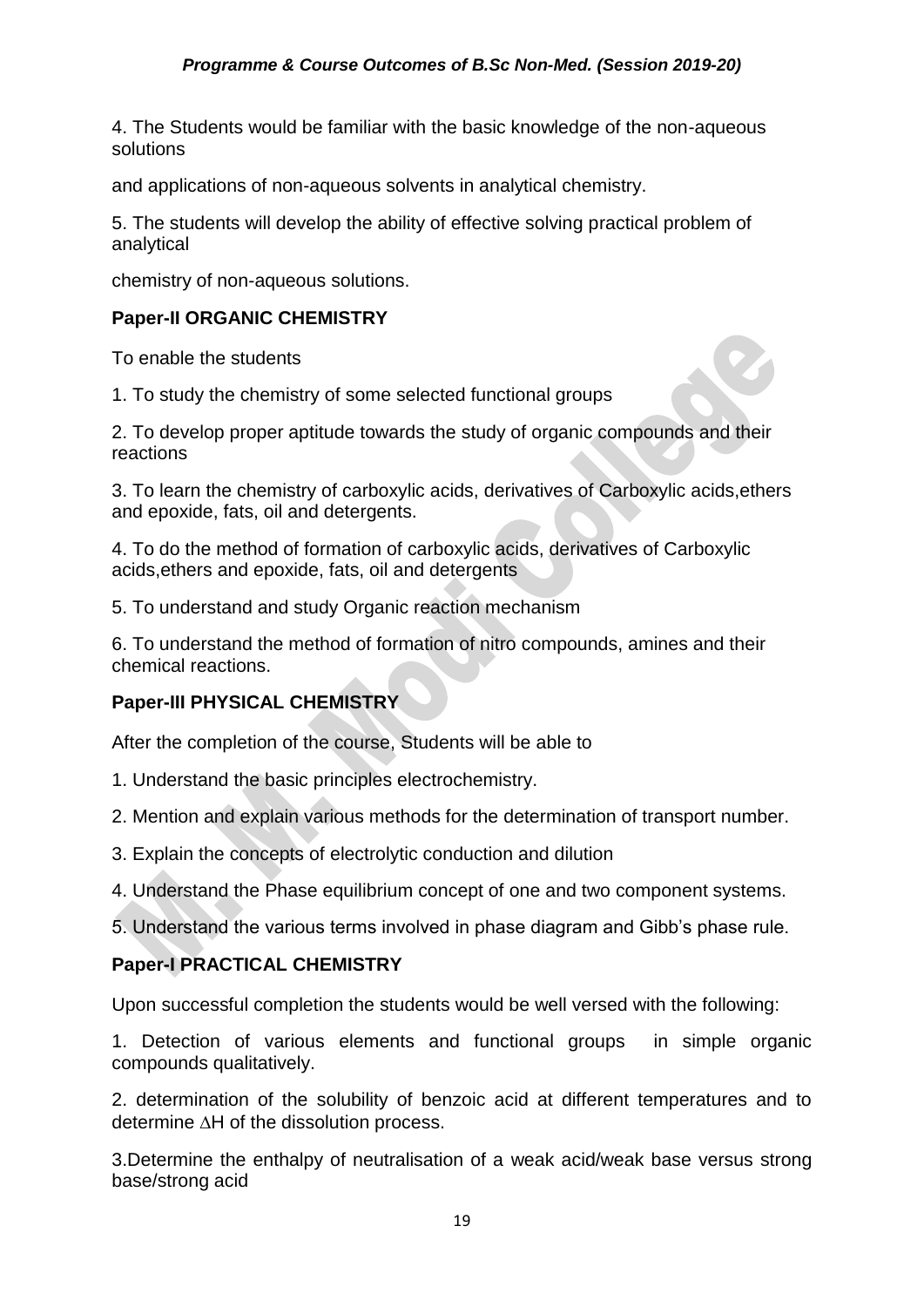4. The Students would be familiar with the basic knowledge of the non-aqueous solutions

and applications of non-aqueous solvents in analytical chemistry.

5. The students will develop the ability of effective solving practical problem of analytical

chemistry of non-aqueous solutions.

### Paper-II ORGANIC CHEMISTRY

To enable the students

1. To study the chemistry of some selected functional groups
2. To develop proper aptitude towards the study of organic compounds and their reactions
3. To learn the chemistry of carboxylic acids, derivatives of Carboxylic acids,ethers and epoxide, fats, oil and detergents.
4. To do the method of formation of carboxylic acids, derivatives of Carboxylic acids,ethers and epoxide, fats, oil and detergents
5. To understand and study Organic reaction mechanism
6. To understand the method of formation of nitro compounds, amines and their chemical reactions.

### Paper-III PHYSICAL CHEMISTRY

After the completion of the course, Students will be able to

1. Understand the basic principles electrochemistry.
2. Mention and explain various methods for the determination of transport number.
3. Explain the concepts of electrolytic conduction and dilution
4. Understand the Phase equilibrium concept of one and two component systems.
5. Understand the various terms involved in phase diagram and Gibb's phase rule.

### Paper-I PRACTICAL CHEMISTRY

Upon successful completion the students would be well versed with the following:

1. Detection of various elements and functional groups in simple organic compounds qualitatively.
2. determination of the solubility of benzoic acid at different temperatures and to determine $\Delta H$ of the dissolution process.
3. Determine the enthalpy of neutralisation of a weak acid/weak base versus strong base/strong acid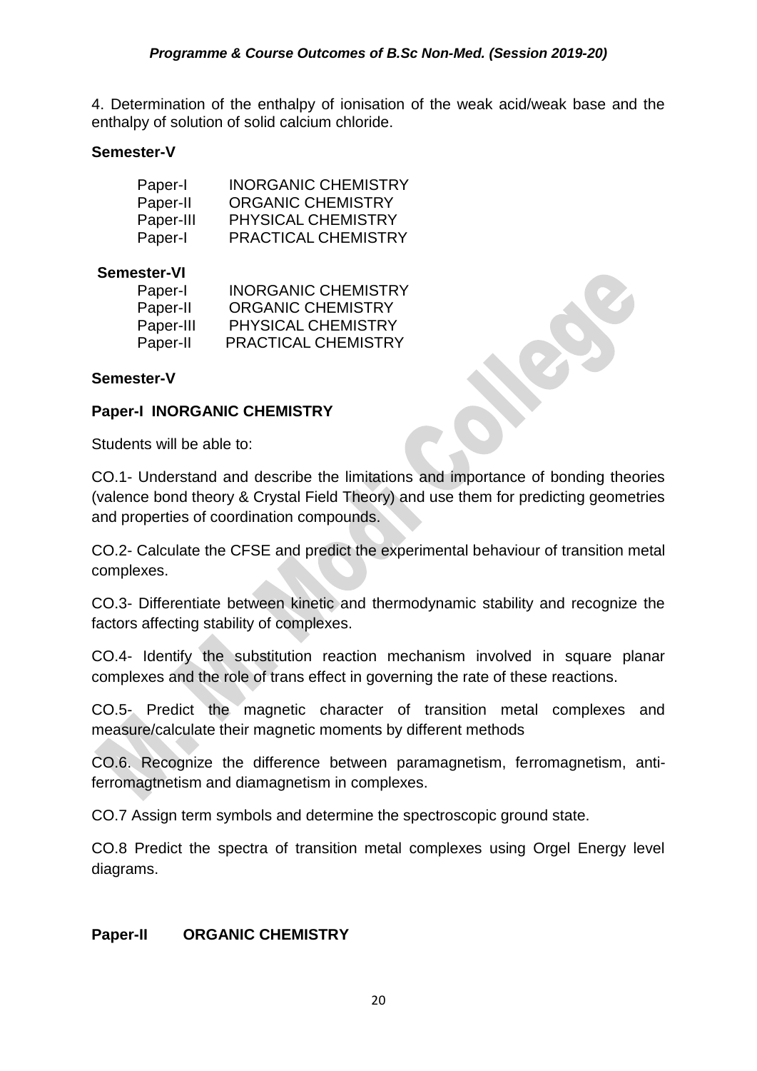4. Determination of the enthalpy of ionisation of the weak acid/weak base and the enthalpy of solution of solid calcium chloride.

**Semester-V**

| | |
|---|---|
| Paper-I | INORGANIC CHEMISTRY |
| Paper-II | ORGANIC CHEMISTRY |
| Paper-III | PHYSICAL CHEMISTRY |
| Paper-I | PRACTICAL CHEMISTRY |

**Semester-VI**

| | |
|---|---|
| Paper-I | INORGANIC CHEMISTRY |
| Paper-II | ORGANIC CHEMISTRY |
| Paper-III | PHYSICAL CHEMISTRY |
| Paper-II | PRACTICAL CHEMISTRY |

**Semester-V**

**Paper-I INORGANIC CHEMISTRY**

Students will be able to:

CO.1- Understand and describe the limitations and importance of bonding theories (valence bond theory & Crystal Field Theory) and use them for predicting geometries and properties of coordination compounds.

CO.2- Calculate the CFSE and predict the experimental behaviour of transition metal complexes.

CO.3- Differentiate between kinetic and thermodynamic stability and recognize the factors affecting stability of complexes.

CO.4- Identify the substitution reaction mechanism involved in square planar complexes and the role of trans effect in governing the rate of these reactions.

CO.5- Predict the magnetic character of transition metal complexes and measure/calculate their magnetic moments by different methods

CO.6. Recognize the difference between paramagnetism, ferromagnetism, anti-ferromagtnetism and diamagnetism in complexes.

CO.7 Assign term symbols and determine the spectroscopic ground state.

CO.8 Predict the spectra of transition metal complexes using Orgel Energy level diagrams.

**Paper-II ORGANIC CHEMISTRY**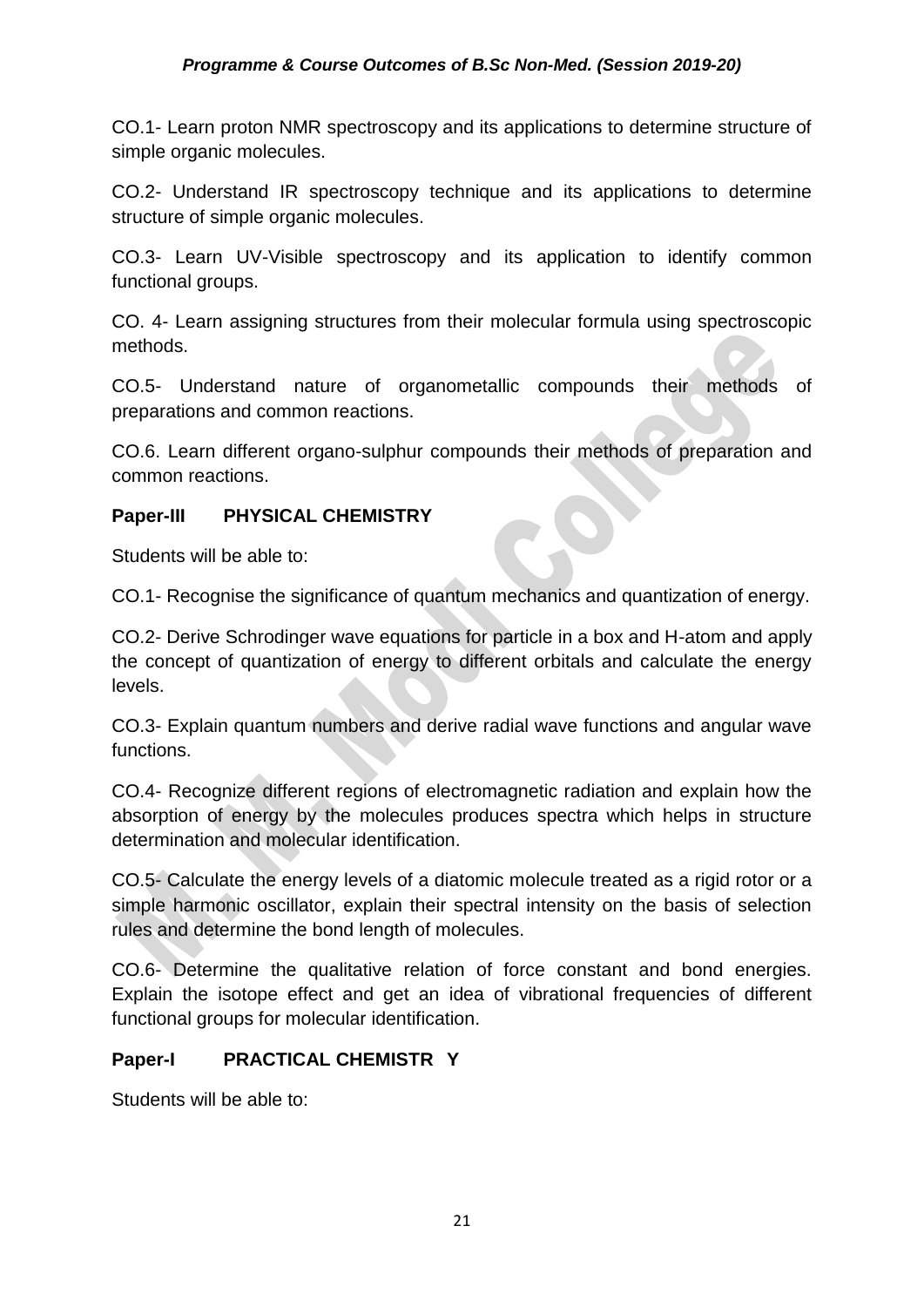CO.1- Learn proton NMR spectroscopy and its applications to determine structure of simple organic molecules.

CO.2- Understand IR spectroscopy technique and its applications to determine structure of simple organic molecules.

CO.3- Learn UV-Visible spectroscopy and its application to identify common functional groups.

CO. 4- Learn assigning structures from their molecular formula using spectroscopic methods.

CO.5- Understand nature of organometallic compounds their methods of preparations and common reactions.

CO.6. Learn different organo-sulphur compounds their methods of preparation and common reactions.

**Paper-III PHYSICAL CHEMISTRY**

Students will be able to:

CO.1- Recognise the significance of quantum mechanics and quantization of energy.

CO.2- Derive Schrodinger wave equations for particle in a box and H-atom and apply the concept of quantization of energy to different orbitals and calculate the energy levels.

CO.3- Explain quantum numbers and derive radial wave functions and angular wave functions.

CO.4- Recognize different regions of electromagnetic radiation and explain how the absorption of energy by the molecules produces spectra which helps in structure determination and molecular identification.

CO.5- Calculate the energy levels of a diatomic molecule treated as a rigid rotor or a simple harmonic oscillator, explain their spectral intensity on the basis of selection rules and determine the bond length of molecules.

CO.6- Determine the qualitative relation of force constant and bond energies. Explain the isotope effect and get an idea of vibrational frequencies of different functional groups for molecular identification.

**Paper-I PRACTICAL CHEMISTR Y**

Students will be able to: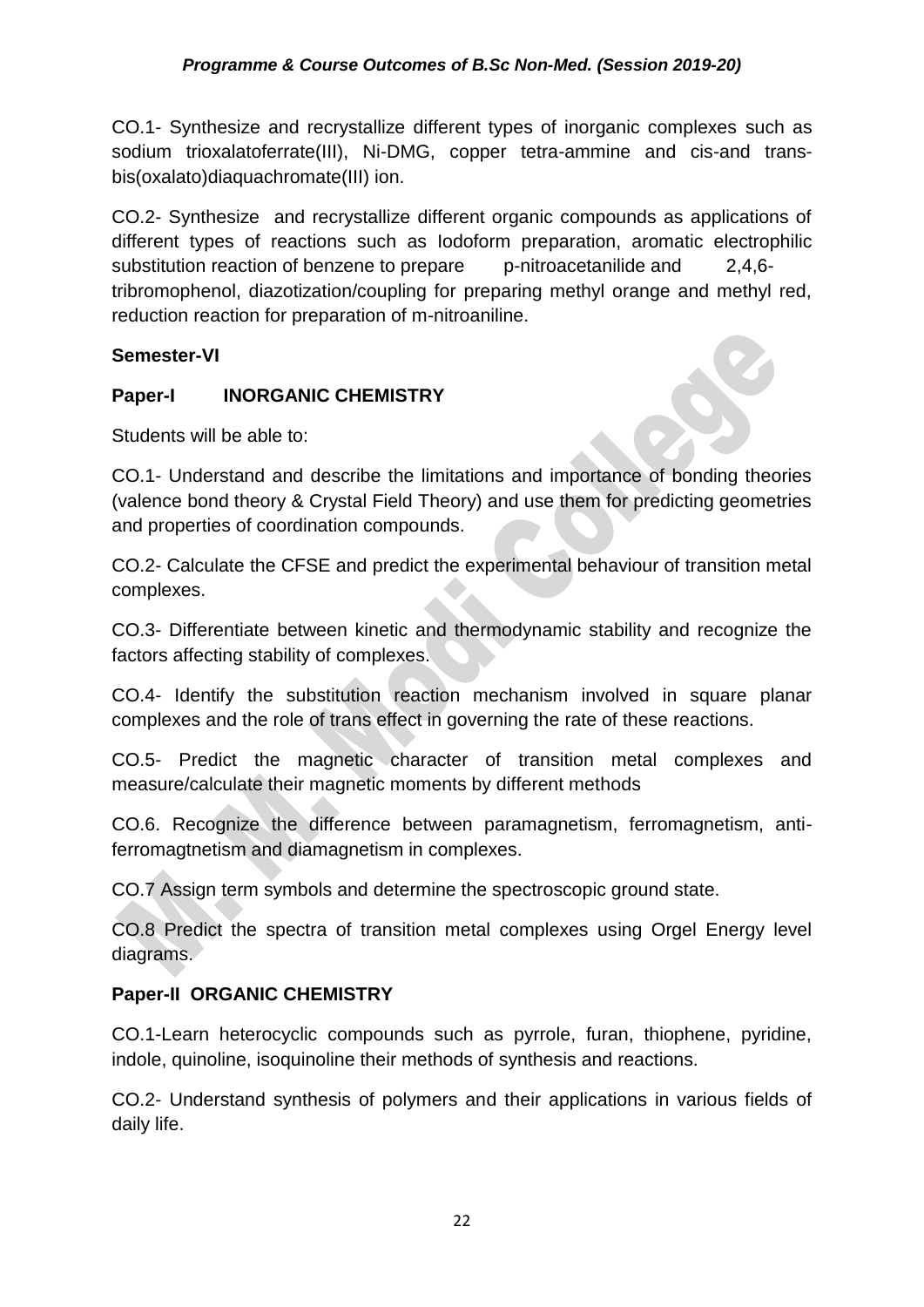CO.1- Synthesize and recrystallize different types of inorganic complexes such as sodium trioxalatoferrate(III), Ni-DMG, copper tetra-ammine and cis-and trans-bis(oxalato)diaquachromate(III) ion.

CO.2- Synthesize and recrystallize different organic compounds as applications of different types of reactions such as Iodoform preparation, aromatic electrophilic substitution reaction of benzene to prepare p-nitroacetanilide and 2,4,6-tribromophenol, diazotization/coupling for preparing methyl orange and methyl red, reduction reaction for preparation of m-nitroaniline.

**Semester-VI**

**Paper-I INORGANIC CHEMISTRY**

Students will be able to:

CO.1- Understand and describe the limitations and importance of bonding theories (valence bond theory & Crystal Field Theory) and use them for predicting geometries and properties of coordination compounds.

CO.2- Calculate the CFSE and predict the experimental behaviour of transition metal complexes.

CO.3- Differentiate between kinetic and thermodynamic stability and recognize the factors affecting stability of complexes.

CO.4- Identify the substitution reaction mechanism involved in square planar complexes and the role of trans effect in governing the rate of these reactions.

CO.5- Predict the magnetic character of transition metal complexes and measure/calculate their magnetic moments by different methods

CO.6. Recognize the difference between paramagnetism, ferromagnetism, anti-ferromagtnetism and diamagnetism in complexes.

CO.7 Assign term symbols and determine the spectroscopic ground state.

CO.8 Predict the spectra of transition metal complexes using Orgel Energy level diagrams.

**Paper-II ORGANIC CHEMISTRY**

CO.1-Learn heterocyclic compounds such as pyrrole, furan, thiophene, pyridine, indole, quinoline, isoquinoline their methods of synthesis and reactions.

CO.2- Understand synthesis of polymers and their applications in various fields of daily life.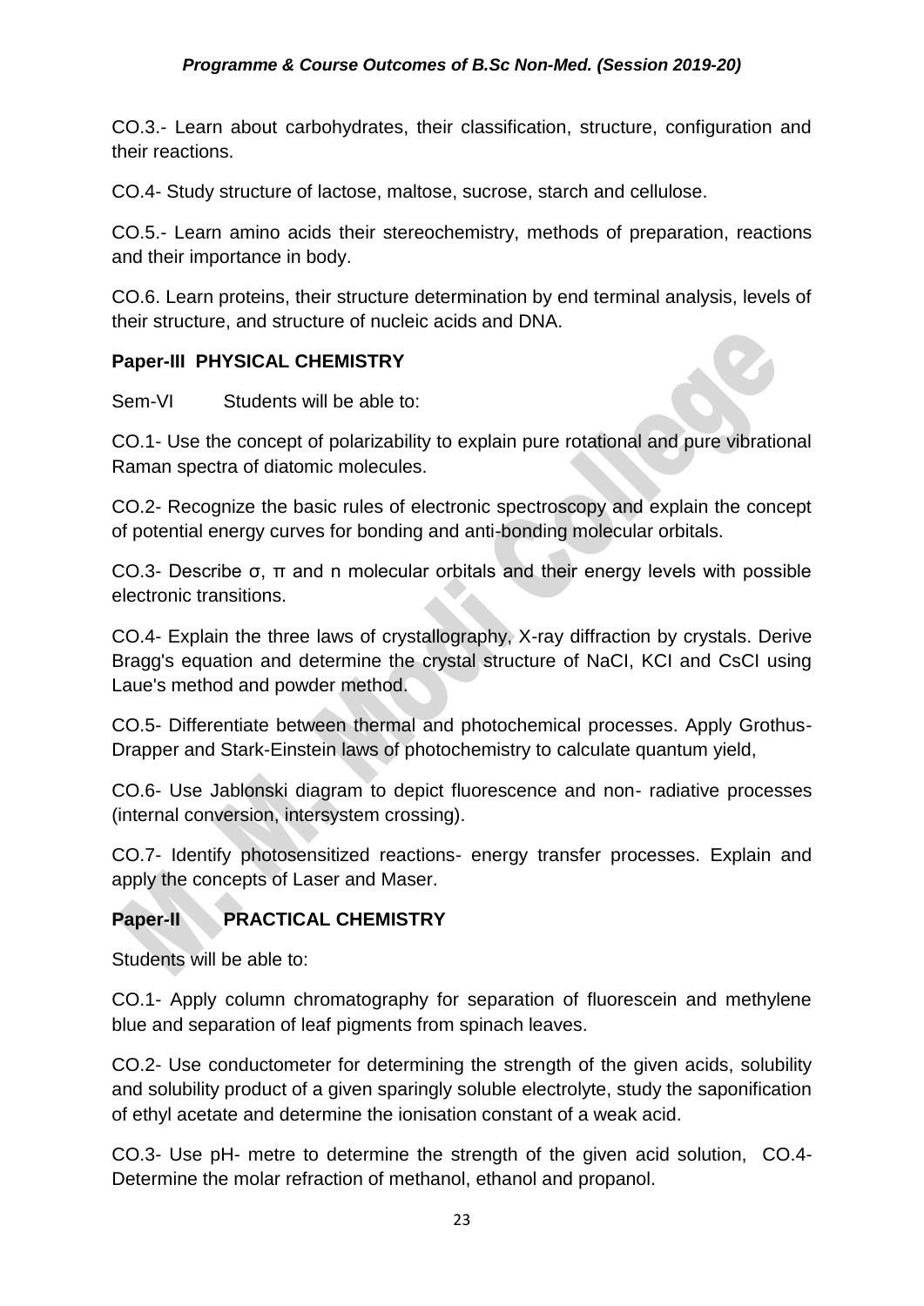CO.3.- Learn about carbohydrates, their classification, structure, configuration and their reactions.

CO.4- Study structure of lactose, maltose, sucrose, starch and cellulose.

CO.5.- Learn amino acids their stereochemistry, methods of preparation, reactions and their importance in body.

CO.6. Learn proteins, their structure determination by end terminal analysis, levels of their structure, and structure of nucleic acids and DNA.

**Paper-III PHYSICAL CHEMISTRY**

Sem-VI Students will be able to:

CO.1- Use the concept of polarizability to explain pure rotational and pure vibrational Raman spectra of diatomic molecules.

CO.2- Recognize the basic rules of electronic spectroscopy and explain the concept of potential energy curves for bonding and anti-bonding molecular orbitals.

CO.3- Describe σ, π and n molecular orbitals and their energy levels with possible electronic transitions.

CO.4- Explain the three laws of crystallography, X-ray diffraction by crystals. Derive Bragg's equation and determine the crystal structure of NaCI, KCI and CsCI using Laue's method and powder method.

CO.5- Differentiate between thermal and photochemical processes. Apply Grothus-Drapper and Stark-Einstein laws of photochemistry to calculate quantum yield,

CO.6- Use Jablonski diagram to depict fluorescence and non- radiative processes (internal conversion, intersystem crossing).

CO.7- Identify photosensitized reactions- energy transfer processes. Explain and apply the concepts of Laser and Maser.

**Paper-II PRACTICAL CHEMISTRY**

Students will be able to:

CO.1- Apply column chromatography for separation of fluorescein and methylene blue and separation of leaf pigments from spinach leaves.

CO.2- Use conductometer for determining the strength of the given acids, solubility and solubility product of a given sparingly soluble electrolyte, study the saponification of ethyl acetate and determine the ionisation constant of a weak acid.

CO.3- Use pH- metre to determine the strength of the given acid solution, CO.4- Determine the molar refraction of methanol, ethanol and propanol.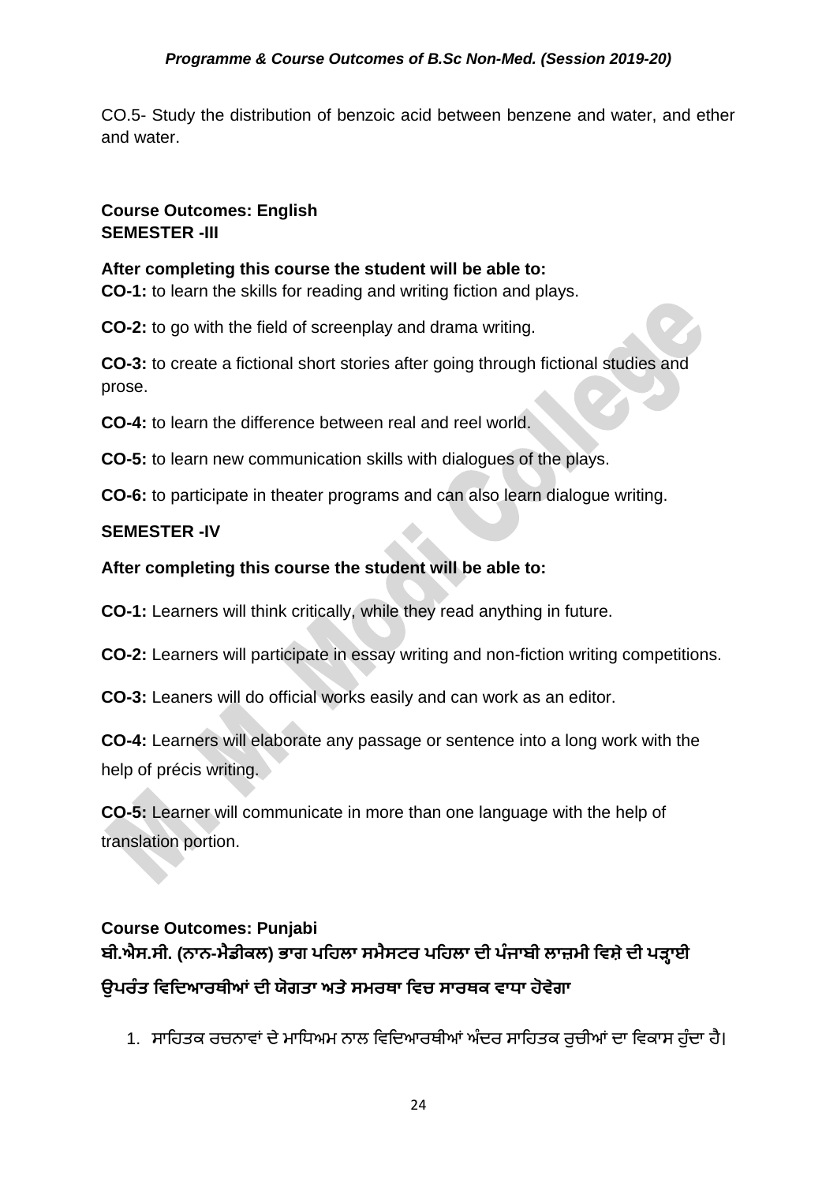CO.5- Study the distribution of benzoic acid between benzene and water, and ether and water.

**Course Outcomes: English**
**SEMESTER -III**

**After completing this course the student will be able to:**
**CO-1:** to learn the skills for reading and writing fiction and plays.

**CO-2:** to go with the field of screenplay and drama writing.

**CO-3:** to create a fictional short stories after going through fictional studies and prose.

**CO-4:** to learn the difference between real and reel world.

**CO-5:** to learn new communication skills with dialogues of the plays.

**CO-6:** to participate in theater programs and can also learn dialogue writing.

**SEMESTER -IV**

**After completing this course the student will be able to:**

**CO-1:** Learners will think critically, while they read anything in future.

**CO-2:** Learners will participate in essay writing and non-fiction writing competitions.

**CO-3:** Leaners will do official works easily and can work as an editor.

**CO-4:** Learners will elaborate any passage or sentence into a long work with the help of précis writing.

**CO-5:** Learner will communicate in more than one language with the help of translation portion.

**Course Outcomes: Punjabi**
**ਬੀ.ਐਸ.ਸੀ. (ਨਾਨ-ਮੈਡੀਕਲ) ਭਾਗ ਪਹਿਲਾ ਸਮੈਸਟਰ ਪਹਿਲਾ ਦੀ ਪੰਜਾਬੀ ਲਾਜ਼ਮੀ ਵਿਸ਼ੇ ਦੀ ਪੜ੍ਹਾਈ ਉਪਰੰਤ ਵਿਦਿਆਰਥੀਆਂ ਦੀ ਯੋਗਤਾ ਅਤੇ ਸਮਰਥਾ ਵਿਚ ਸਾਰਥਕ ਵਾਧਾ ਹੋਵੇਗਾ**

1. ਸਾਹਿਤਕ ਰਚਨਾਵਾਂ ਦੇ ਮਾਧਿਅਮ ਨਾਲ ਵਿਦਿਆਰਥੀਆਂ ਅੰਦਰ ਸਾਹਿਤਕ ਰੁਚੀਆਂ ਦਾ ਵਿਕਾਸ ਹੁੰਦਾ ਹੈ।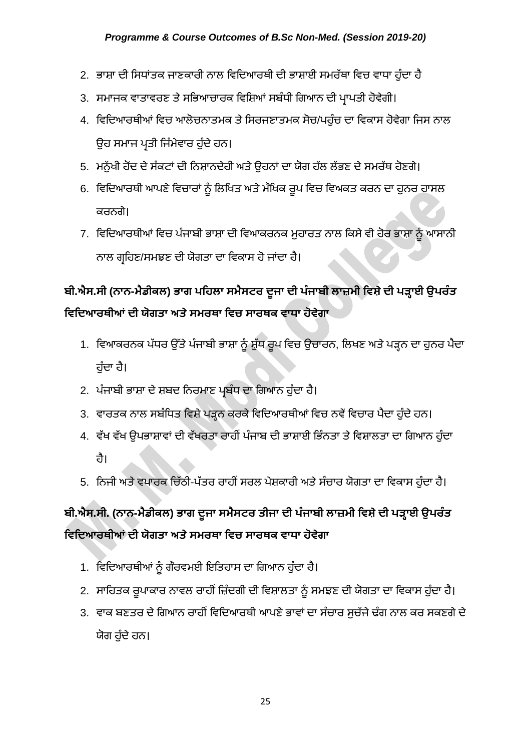2. ਭਾਸ਼ਾ ਦੀ ਸਿਧਾਂਤਕ ਜਾਣਕਾਰੀ ਨਾਲ ਵਿਦਿਆਰਥੀ ਦੀ ਭਾਸ਼ਾਈ ਸਮਰੱਥਾ ਵਿਚ ਵਾਧਾ ਹੁੰਦਾ ਹੈ
3. ਸਮਾਜਕ ਵਾਤਾਵਰਣ ਤੇ ਸਭਿਆਚਾਰਕ ਵਿਸ਼ਿਆਂ ਸਬੰਧੀ ਗਿਆਨ ਦੀ ਪ੍ਰਾਪਤੀ ਹੋਵੇਗੀ।
4. ਵਿਦਿਆਰਥੀਆਂ ਵਿਚ ਆਲੋਚਨਾਤਮਕ ਤੇ ਸਿਰਜਣਾਤਮਕ ਸੋਚ/ਪਹੁੰਚ ਦਾ ਵਿਕਾਸ ਹੋਵੇਗਾ ਜਿਸ ਨਾਲ ਉਹ ਸਮਾਜ ਪ੍ਰਤੀ ਜਿੰਮੇਵਾਰ ਹੁੰਦੇ ਹਨ।
5. ਮਨੁੱਖੀ ਹੋਂਦ ਦੇ ਸੰਕਟਾਂ ਦੀ ਨਿਸ਼ਾਨਦੇਹੀ ਅਤੇ ਉਹਨਾਂ ਦਾ ਯੋਗ ਹੱਲ ਲੱਭਣ ਦੇ ਸਮਰੱਥ ਹੋਣਗੇ।
6. ਵਿਦਿਆਰਥੀ ਆਪਣੇ ਵਿਚਾਰਾਂ ਨੂੰ ਲਿਖਿਤ ਅਤੇ ਮੌਖਿਕ ਰੂਪ ਵਿਚ ਵਿਅਕਤ ਕਰਨ ਦਾ ਹੁਨਰ ਹਾਸਲ ਕਰਨਗੇ।
7. ਵਿਦਿਆਰਥੀਆਂ ਵਿਚ ਪੰਜਾਬੀ ਭਾਸ਼ਾ ਦੀ ਵਿਆਕਰਨਕ ਮੁਹਾਰਤ ਨਾਲ ਕਿਸੇ ਵੀ ਹੋਰ ਭਾਸ਼ਾ ਨੂੰ ਆਸਾਨੀ ਨਾਲ ਗ੍ਰਹਿਣ/ਸਮਝਣ ਦੀ ਯੋਗਤਾ ਦਾ ਵਿਕਾਸ ਹੋ ਜਾਂਦਾ ਹੈ।

**ਬੀ.ਐਸ.ਸੀ (ਨਾਨ-ਮੈਡੀਕਲ) ਭਾਗ ਪਹਿਲਾ ਸਮੈਸਟਰ ਦੂਜਾ ਦੀ ਪੰਜਾਬੀ ਲਾਜ਼ਮੀ ਵਿਸ਼ੇ ਦੀ ਪੜ੍ਹਾਈ ਉਪਰੰਤ ਵਿਦਿਆਰਥੀਆਂ ਦੀ ਯੋਗਤਾ ਅਤੇ ਸਮਰਥਾ ਵਿਚ ਸਾਰਥਕ ਵਾਧਾ ਹੋਵੇਗਾ**

1. ਵਿਆਕਰਨਕ ਪੱਧਰ ਉੱਤੇ ਪੰਜਾਬੀ ਭਾਸ਼ਾ ਨੂੰ ਸ਼ੁੱਧ ਰੂਪ ਵਿਚ ਉਚਾਰਨ, ਲਿਖਣ ਅਤੇ ਪੜ੍ਹਨ ਦਾ ਹੁਨਰ ਪੈਦਾ ਹੁੰਦਾ ਹੈ।
2. ਪੰਜਾਬੀ ਭਾਸ਼ਾ ਦੇ ਸ਼ਬਦ ਨਿਰਮਾਣ ਪ੍ਰਬੰਧ ਦਾ ਗਿਆਨ ਹੁੰਦਾ ਹੈ।
3. ਵਾਰਤਕ ਨਾਲ ਸਬੰਧਿਤ ਵਿਸ਼ੇ ਪੜ੍ਹਨ ਕਰਕੇ ਵਿਦਿਆਰਥੀਆਂ ਵਿਚ ਨਵੇਂ ਵਿਚਾਰ ਪੈਦਾ ਹੁੰਦੇ ਹਨ।
4. ਵੱਖ ਵੱਖ ਉਪਭਾਸ਼ਾਵਾਂ ਦੀ ਵੱਖਰਤਾ ਰਾਹੀਂ ਪੰਜਾਬ ਦੀ ਭਾਸ਼ਾਈ ਭਿੰਨਤਾ ਤੇ ਵਿਸ਼ਾਲਤਾ ਦਾ ਗਿਆਨ ਹੁੰਦਾ ਹੈ।
5. ਨਿਜੀ ਅਤੇ ਵਪਾਰਕ ਚਿੱਠੀ-ਪੱਤਰ ਰਾਹੀਂ ਸਰਲ ਪੇਸ਼ਕਾਰੀ ਅਤੇ ਸੰਚਾਰ ਯੋਗਤਾ ਦਾ ਵਿਕਾਸ ਹੁੰਦਾ ਹੈ।

**ਬੀ.ਐਸ.ਸੀ. (ਨਾਨ-ਮੈਡੀਕਲ) ਭਾਗ ਦੂਜਾ ਸਮੈਸਟਰ ਤੀਜਾ ਦੀ ਪੰਜਾਬੀ ਲਾਜ਼ਮੀ ਵਿਸ਼ੇ ਦੀ ਪੜ੍ਹਾਈ ਉਪਰੰਤ ਵਿਦਿਆਰਥੀਆਂ ਦੀ ਯੋਗਤਾ ਅਤੇ ਸਮਰਥਾ ਵਿਚ ਸਾਰਥਕ ਵਾਧਾ ਹੋਵੇਗਾ**

1. ਵਿਦਿਆਰਥੀਆਂ ਨੂੰ ਗੌਰਵਮਈ ਇਤਿਹਾਸ ਦਾ ਗਿਆਨ ਹੁੰਦਾ ਹੈ।
2. ਸਾਹਿਤਕ ਰੂਪਾਕਾਰ ਨਾਵਲ ਰਾਹੀਂ ਜ਼ਿੰਦਗੀ ਦੀ ਵਿਸ਼ਾਲਤਾ ਨੂੰ ਸਮਝਣ ਦੀ ਯੋਗਤਾ ਦਾ ਵਿਕਾਸ ਹੁੰਦਾ ਹੈ।
3. ਵਾਕ ਬਣਤਰ ਦੇ ਗਿਆਨ ਰਾਹੀਂ ਵਿਦਿਆਰਥੀ ਆਪਣੇ ਭਾਵਾਂ ਦਾ ਸੰਚਾਰ ਸੁਚੱਜੇ ਢੰਗ ਨਾਲ ਕਰ ਸਕਣਗੇ ਦੇ ਯੋਗ ਹੁੰਦੇ ਹਨ।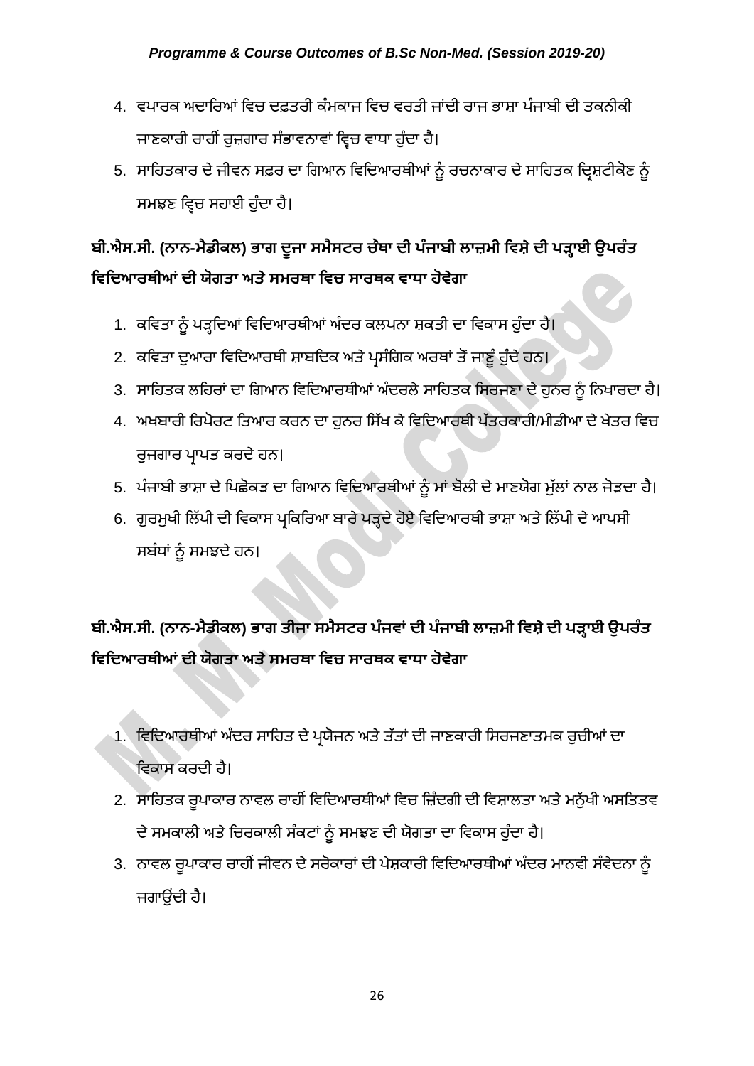4. ਵਪਾਰਕ ਅਦਾਰਿਆਂ ਵਿਚ ਦਫ਼ਤਰੀ ਕੰਮਕਾਜ ਵਿਚ ਵਰਤੀ ਜਾਂਦੀ ਰਾਜ ਭਾਸ਼ਾ ਪੰਜਾਬੀ ਦੀ ਤਕਨੀਕੀ ਜਾਣਕਾਰੀ ਰਾਹੀਂ ਰੁਜ਼ਗਾਰ ਸੰਭਾਵਨਾਵਾਂ ਵ੍ਰਿਚ ਵਾਧਾ ਹੁੰਦਾ ਹੈ।
5. ਸਾਹਿਤਕਾਰ ਦੇ ਜੀਵਨ ਸਫ਼ਰ ਦਾ ਗਿਆਨ ਵਿਦਿਆਰਥੀਆਂ ਨੂੰ ਰਚਨਾਕਾਰ ਦੇ ਸਾਹਿਤਕ ਦ੍ਰਿਸ਼ਟੀਕੋਣ ਨੂੰ ਸਮਝਣ ਵ੍ਰਿਚ ਸਹਾਈ ਹੁੰਦਾ ਹੈ।

## ਬੀ.ਐਸ.ਸੀ. (ਨਾਨ-ਮੈਡੀਕਲ) ਭਾਗ ਦੂਜਾ ਸਮੈਸਟਰ ਚੌਥਾ ਦੀ ਪੰਜਾਬੀ ਲਾਜ਼ਮੀ ਵਿਸ਼ੇ ਦੀ ਪੜ੍ਹਾਈ ਉਪਰੰਤ ਵਿਦਿਆਰਥੀਆਂ ਦੀ ਯੋਗਤਾ ਅਤੇ ਸਮਰਥਾ ਵਿਚ ਸਾਰਥਕ ਵਾਧਾ ਹੋਵੇਗਾ

1. ਕਵਿਤਾ ਨੂੰ ਪੜ੍ਹਦਿਆਂ ਵਿਦਿਆਰਥੀਆਂ ਅੰਦਰ ਕਲਪਨਾ ਸ਼ਕਤੀ ਦਾ ਵਿਕਾਸ ਹੁੰਦਾ ਹੈ।
2. ਕਵਿਤਾ ਦੁਆਰਾ ਵਿਦਿਆਰਥੀ ਸ਼ਾਬਦਿਕ ਅਤੇ ਪ੍ਰਸੰਗਿਕ ਅਰਥਾਂ ਤੋਂ ਜਾਣੂੰ ਹੁੰਦੇ ਹਨ।
3. ਸਾਹਿਤਕ ਲਹਿਰਾਂ ਦਾ ਗਿਆਨ ਵਿਦਿਆਰਥੀਆਂ ਅੰਦਰਲੇ ਸਾਹਿਤਕ ਸਿਰਜਣਾ ਦੇ ਹੁਨਰ ਨੂੰ ਨਿਖਾਰਦਾ ਹੈ।
4. ਅਖ਼ਬਾਰੀ ਰਿਪੋਰਟ ਤਿਆਰ ਕਰਨ ਦਾ ਹੁਨਰ ਸਿੱਖ ਕੇ ਵਿਦਿਆਰਥੀ ਪੱਤਰਕਾਰੀ/ਮੀਡੀਆ ਦੇ ਖੇਤਰ ਵਿਚ ਰੁਜਗਾਰ ਪ੍ਰਾਪਤ ਕਰਦੇ ਹਨ।
5. ਪੰਜਾਬੀ ਭਾਸ਼ਾ ਦੇ ਪਿਛੋਕੜ ਦਾ ਗਿਆਨ ਵਿਦਿਆਰਥੀਆਂ ਨੂੰ ਮਾਂ ਬੋਲੀ ਦੇ ਮਾਣਯੋਗ ਮੁੱਲਾਂ ਨਾਲ ਜੋੜਦਾ ਹੈ।
6. ਗੁਰਮੁਖੀ ਲਿੱਪੀ ਦੀ ਵਿਕਾਸ ਪ੍ਰਕਿਰਿਆ ਬਾਰੇ ਪੜ੍ਹਦੇ ਹੋਏ ਵਿਦਿਆਰਥੀ ਭਾਸ਼ਾ ਅਤੇ ਲਿੱਪੀ ਦੇ ਆਪਸੀ ਸਬੰਧਾਂ ਨੂੰ ਸਮਝਦੇ ਹਨ।

## ਬੀ.ਐਸ.ਸੀ. (ਨਾਨ-ਮੈਡੀਕਲ) ਭਾਗ ਤੀਜਾ ਸਮੈਸਟਰ ਪੰਜਵਾਂ ਦੀ ਪੰਜਾਬੀ ਲਾਜ਼ਮੀ ਵਿਸ਼ੇ ਦੀ ਪੜ੍ਹਾਈ ਉਪਰੰਤ ਵਿਦਿਆਰਥੀਆਂ ਦੀ ਯੋਗਤਾ ਅਤੇ ਸਮਰਥਾ ਵਿਚ ਸਾਰਥਕ ਵਾਧਾ ਹੋਵੇਗਾ

1. ਵਿਦਿਆਰਥੀਆਂ ਅੰਦਰ ਸਾਹਿਤ ਦੇ ਪ੍ਰਯੋਜਨ ਅਤੇ ਤੱਤਾਂ ਦੀ ਜਾਣਕਾਰੀ ਸਿਰਜਣਾਤਮਕ ਰੁਚੀਆਂ ਦਾ ਵਿਕਾਸ ਕਰਦੀ ਹੈ।
2. ਸਾਹਿਤਕ ਰੂਪਾਕਾਰ ਨਾਵਲ ਰਾਹੀਂ ਵਿਦਿਆਰਥੀਆਂ ਵਿਚ ਜ਼ਿੰਦਗੀ ਦੀ ਵਿਸ਼ਾਲਤਾ ਅਤੇ ਮਨੁੱਖੀ ਅਸਤਿਤਵ ਦੇ ਸਮਕਾਲੀ ਅਤੇ ਚਿਰਕਾਲੀ ਸੰਕਟਾਂ ਨੂੰ ਸਮਝਣ ਦੀ ਯੋਗਤਾ ਦਾ ਵਿਕਾਸ ਹੁੰਦਾ ਹੈ।
3. ਨਾਵਲ ਰੂਪਾਕਾਰ ਰਾਹੀਂ ਜੀਵਨ ਦੇ ਸਰੋਕਾਰਾਂ ਦੀ ਪੇਸ਼ਕਾਰੀ ਵਿਦਿਆਰਥੀਆਂ ਅੰਦਰ ਮਾਨਵੀ ਸੰਵੇਦਨਾ ਨੂੰ ਜਗਾਉਂਦੀ ਹੈ।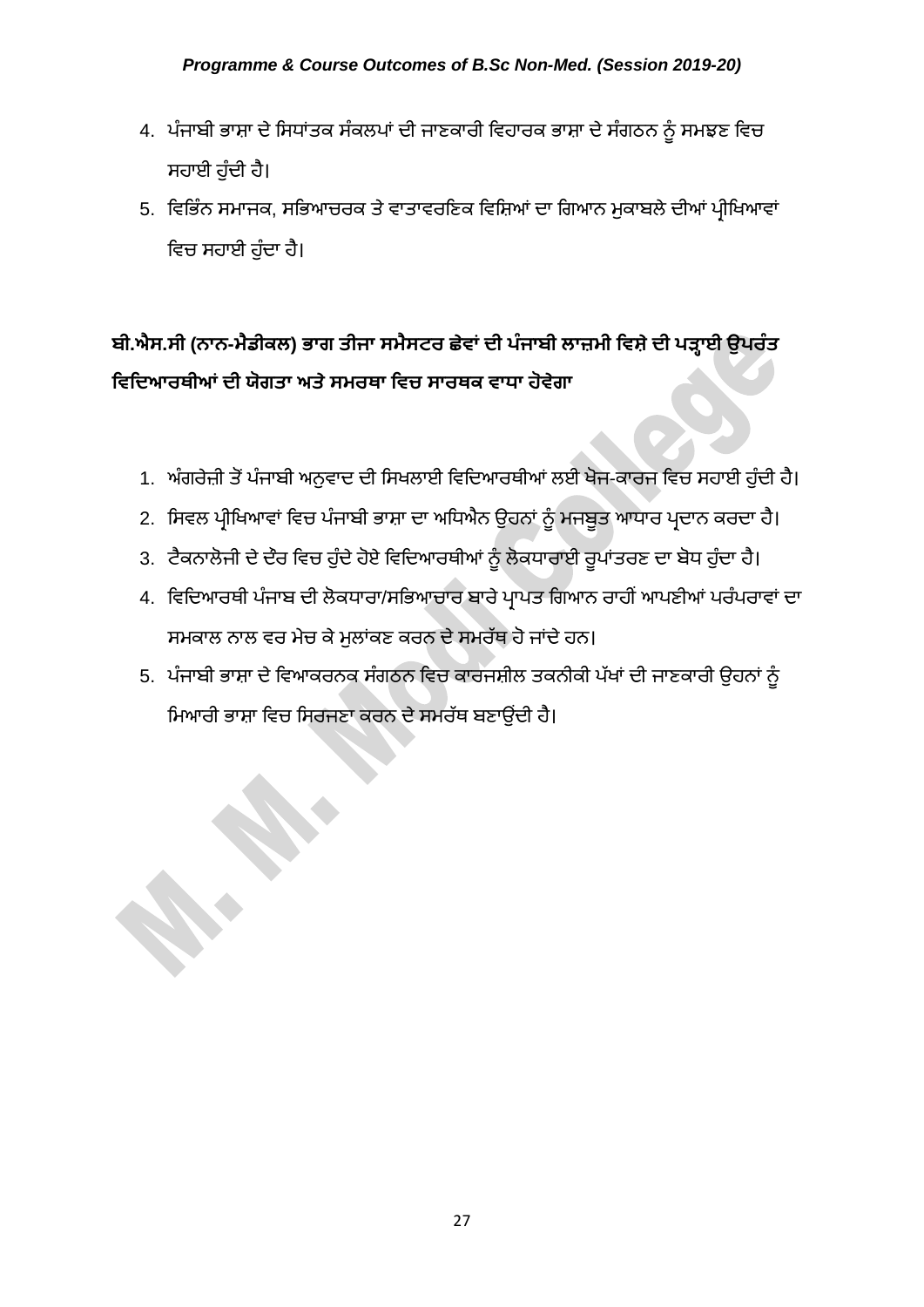4. ਪੰਜਾਬੀ ਭਾਸ਼ਾ ਦੇ ਸਿਧਾਂਤਕ ਸੰਕਲਪਾਂ ਦੀ ਜਾਣਕਾਰੀ ਵਿਹਾਰਕ ਭਾਸ਼ਾ ਦੇ ਸੰਗਠਨ ਨੂੰ ਸਮਝਣ ਵਿਚ ਸਹਾਈ ਹੁੰਦੀ ਹੈ।
5. ਵਿਭਿੰਨ ਸਮਾਜਕ, ਸਭਿਆਚਰਕ ਤੇ ਵਾਤਾਵਰਣਿਕ ਵਿਸ਼ਿਆਂ ਦਾ ਗਿਆਨ ਮੁਕਾਬਲੇ ਦੀਆਂ ਪ੍ਰੀਖਿਆਵਾਂ ਵਿਚ ਸਹਾਈ ਹੁੰਦਾ ਹੈ।

**ਬੀ.ਐਸ.ਸੀ (ਨਾਨ-ਮੈਡੀਕਲ) ਭਾਗ ਤੀਜਾ ਸਮੈਸਟਰ ਛੇਵਾਂ ਦੀ ਪੰਜਾਬੀ ਲਾਜ਼ਮੀ ਵਿਸ਼ੇ ਦੀ ਪੜ੍ਹਾਈ ਉਪਰੰਤ ਵਿਦਿਆਰਥੀਆਂ ਦੀ ਯੋਗਤਾ ਅਤੇ ਸਮਰਥਾ ਵਿਚ ਸਾਰਥਕ ਵਾਧਾ ਹੋਵੇਗਾ**

1. ਅੰਗਰੇਜ਼ੀ ਤੋਂ ਪੰਜਾਬੀ ਅਨੁਵਾਦ ਦੀ ਸਿਖਲਾਈ ਵਿਦਿਆਰਥੀਆਂ ਲਈ ਖੋਜ-ਕਾਰਜ ਵਿਚ ਸਹਾਈ ਹੁੰਦੀ ਹੈ।
2. ਸਿਵਲ ਪ੍ਰੀਖਿਆਵਾਂ ਵਿਚ ਪੰਜਾਬੀ ਭਾਸ਼ਾ ਦਾ ਅਧਿਐਨ ਉਹਨਾਂ ਨੂੰ ਮਜਬੂਤ ਆਧਾਰ ਪ੍ਰਦਾਨ ਕਰਦਾ ਹੈ।
3. ਟੈਕਨਾਲੋਜੀ ਦੇ ਦੌਰ ਵਿਚ ਹੁੰਦੇ ਹੋਏ ਵਿਦਿਆਰਥੀਆਂ ਨੂੰ ਲੋਕਧਾਰਾਈ ਰੂਪਾਂਤਰਣ ਦਾ ਬੋਧ ਹੁੰਦਾ ਹੈ।
4. ਵਿਦਿਆਰਥੀ ਪੰਜਾਬ ਦੀ ਲੋਕਧਾਰਾ/ਸਭਿਆਚਾਰ ਬਾਰੇ ਪ੍ਰਾਪਤ ਗਿਆਨ ਰਾਹੀਂ ਆਪਣੀਆਂ ਪਰੰਪਰਾਵਾਂ ਦਾ ਸਮਕਾਲ ਨਾਲ ਵਰ ਮੇਚ ਕੇ ਮੁਲਾਂਕਣ ਕਰਨ ਦੇ ਸਮਰੱਥ ਹੋ ਜਾਂਦੇ ਹਨ।
5. ਪੰਜਾਬੀ ਭਾਸ਼ਾ ਦੇ ਵਿਆਕਰਨਕ ਸੰਗਠਨ ਵਿਚ ਕਾਰਜਸ਼ੀਲ ਤਕਨੀਕੀ ਪੱਖਾਂ ਦੀ ਜਾਣਕਾਰੀ ਉਹਨਾਂ ਨੂੰ ਮਿਆਰੀ ਭਾਸ਼ਾ ਵਿਚ ਸਿਰਜਣਾ ਕਰਨ ਦੇ ਸਮਰੱਥ ਬਣਾਉਂਦੀ ਹੈ।